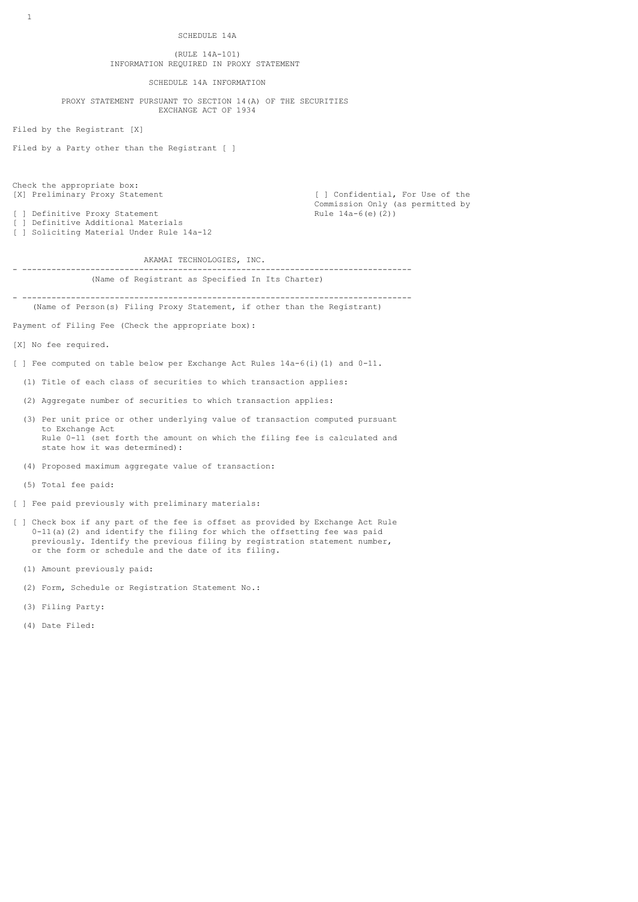SCHEDULE 14A

(RULE 14A-101)
INFORMATION REQUIRED IN PROXY STATEMENT

SCHEDULE 14A INFORMATION

PROXY STATEMENT PURSUANT TO SECTION 14(A) OF THE SECURITIES
EXCHANGE ACT OF 1934

Filed by the Registrant [X]

Filed by a Party other than the Registrant [ ]

Check the appropriate box:
[X] Preliminary Proxy Statement
[ ] Confidential, For Use of the Commission Only (as permitted by Rule 14a-6(e)(2))
[ ] Definitive Proxy Statement
[ ] Definitive Additional Materials
[ ] Soliciting Material Under Rule 14a-12

AKAMAI TECHNOLOGIES, INC.

---

(Name of Registrant as Specified In Its Charter)

---

(Name of Person(s) Filing Proxy Statement, if other than the Registrant)

Payment of Filing Fee (Check the appropriate box):

[X] No fee required.

[ ] Fee computed on table below per Exchange Act Rules 14a-6(i)(1) and 0-11.

(1) Title of each class of securities to which transaction applies:

(2) Aggregate number of securities to which transaction applies:

(3) Per unit price or other underlying value of transaction computed pursuant to Exchange Act Rule 0-11 (set forth the amount on which the filing fee is calculated and state how it was determined):

(4) Proposed maximum aggregate value of transaction:

(5) Total fee paid:

[ ] Fee paid previously with preliminary materials:

[ ] Check box if any part of the fee is offset as provided by Exchange Act Rule 0-11(a)(2) and identify the filing for which the offsetting fee was paid previously. Identify the previous filing by registration statement number, or the form or schedule and the date of its filing.

(1) Amount previously paid:

(2) Form, Schedule or Registration Statement No.:

(3) Filing Party:

(4) Date Filed: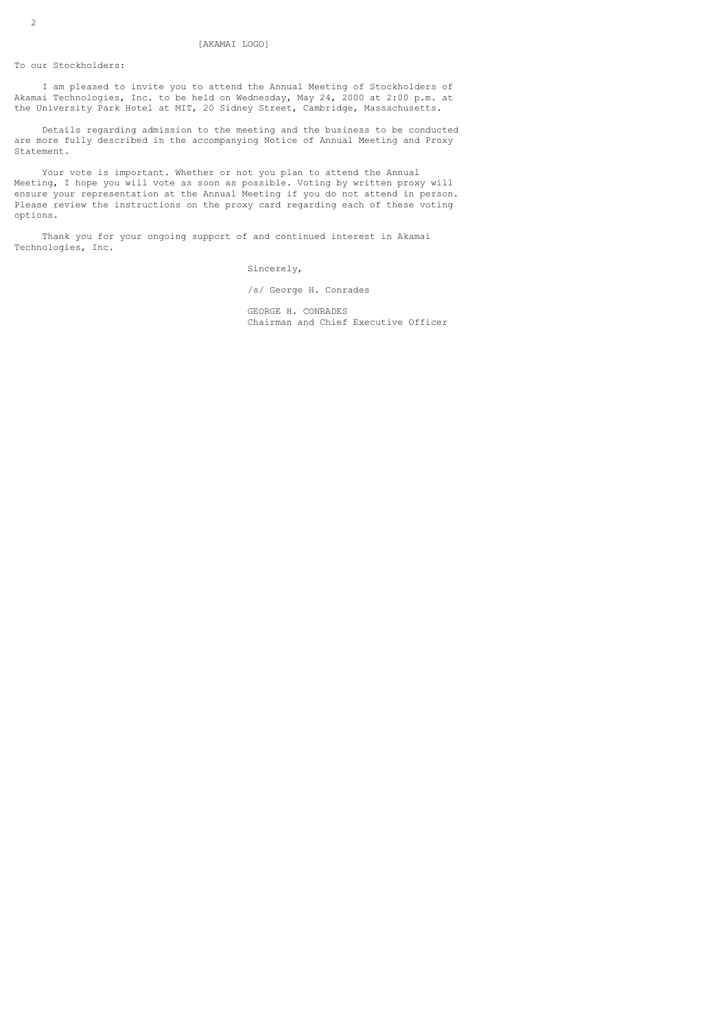[AKAMAI LOGO]

To our Stockholders:

I am pleased to invite you to attend the Annual Meeting of Stockholders of Akamai Technologies, Inc. to be held on Wednesday, May 24, 2000 at 2:00 p.m. at the University Park Hotel at MIT, 20 Sidney Street, Cambridge, Massachusetts.

Details regarding admission to the meeting and the business to be conducted are more fully described in the accompanying Notice of Annual Meeting and Proxy Statement.

Your vote is important. Whether or not you plan to attend the Annual Meeting, I hope you will vote as soon as possible. Voting by written proxy will ensure your representation at the Annual Meeting if you do not attend in person. Please review the instructions on the proxy card regarding each of these voting options.

Thank you for your ongoing support of and continued interest in Akamai Technologies, Inc.

Sincerely,

/s/ George H. Conrades

GEORGE H. CONRADES
Chairman and Chief Executive Officer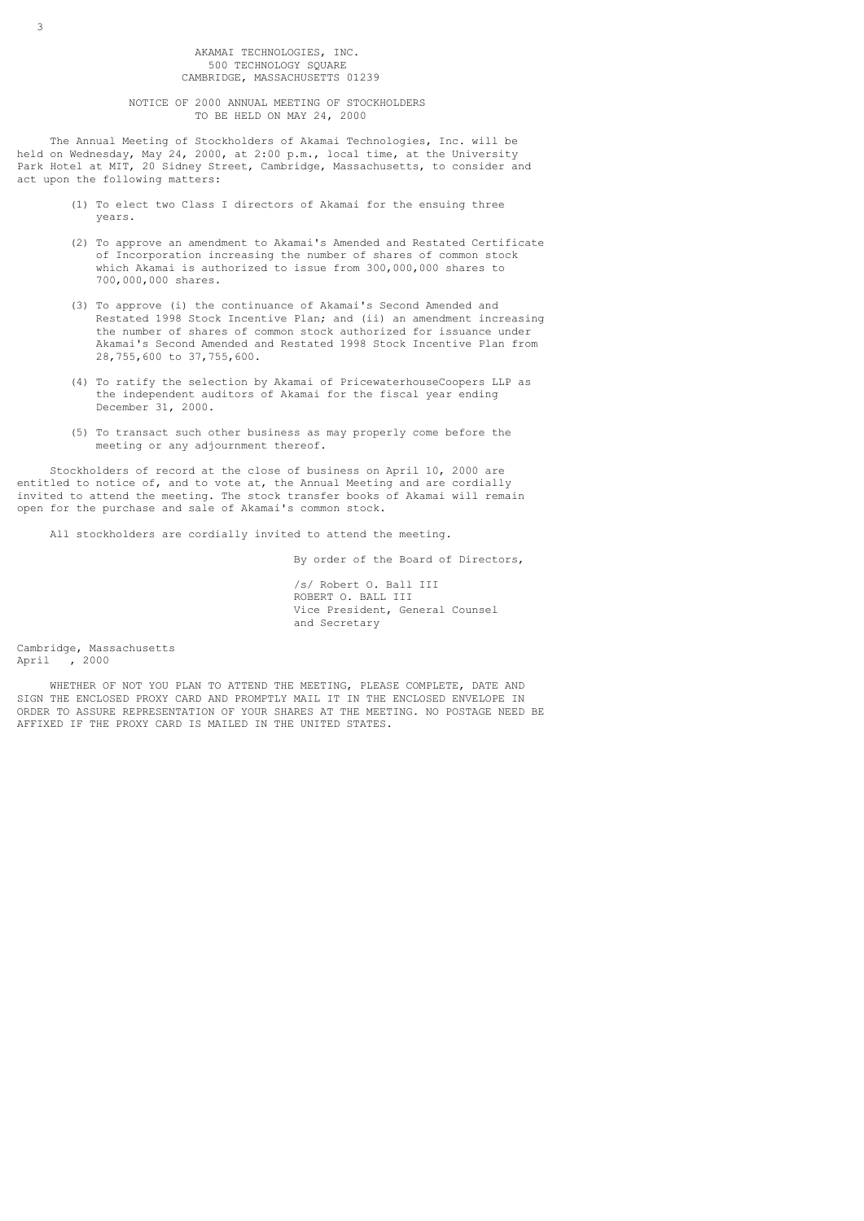AKAMAI TECHNOLOGIES, INC.
500 TECHNOLOGY SQUARE
CAMBRIDGE, MASSACHUSETTS 01239

# NOTICE OF 2000 ANNUAL MEETING OF STOCKHOLDERS
## TO BE HELD ON MAY 24, 2000

The Annual Meeting of Stockholders of Akamai Technologies, Inc. will be held on Wednesday, May 24, 2000, at 2:00 p.m., local time, at the University Park Hotel at MIT, 20 Sidney Street, Cambridge, Massachusetts, to consider and act upon the following matters:

(1) To elect two Class I directors of Akamai for the ensuing three years.

(2) To approve an amendment to Akamai's Amended and Restated Certificate of Incorporation increasing the number of shares of common stock which Akamai is authorized to issue from 300,000,000 shares to 700,000,000 shares.

(3) To approve (i) the continuance of Akamai's Second Amended and Restated 1998 Stock Incentive Plan; and (ii) an amendment increasing the number of shares of common stock authorized for issuance under Akamai's Second Amended and Restated 1998 Stock Incentive Plan from 28,755,600 to 37,755,600.

(4) To ratify the selection by Akamai of PricewaterhouseCoopers LLP as the independent auditors of Akamai for the fiscal year ending December 31, 2000.

(5) To transact such other business as may properly come before the meeting or any adjournment thereof.

Stockholders of record at the close of business on April 10, 2000 are entitled to notice of, and to vote at, the Annual Meeting and are cordially invited to attend the meeting. The stock transfer books of Akamai will remain open for the purchase and sale of Akamai's common stock.

All stockholders are cordially invited to attend the meeting.

By order of the Board of Directors,

/s/ Robert O. Ball III
ROBERT O. BALL III
Vice President, General Counsel
and Secretary

Cambridge, Massachusetts
April , 2000

WHETHER OF NOT YOU PLAN TO ATTEND THE MEETING, PLEASE COMPLETE, DATE AND SIGN THE ENCLOSED PROXY CARD AND PROMPTLY MAIL IT IN THE ENCLOSED ENVELOPE IN ORDER TO ASSURE REPRESENTATION OF YOUR SHARES AT THE MEETING. NO POSTAGE NEED BE AFFIXED IF THE PROXY CARD IS MAILED IN THE UNITED STATES.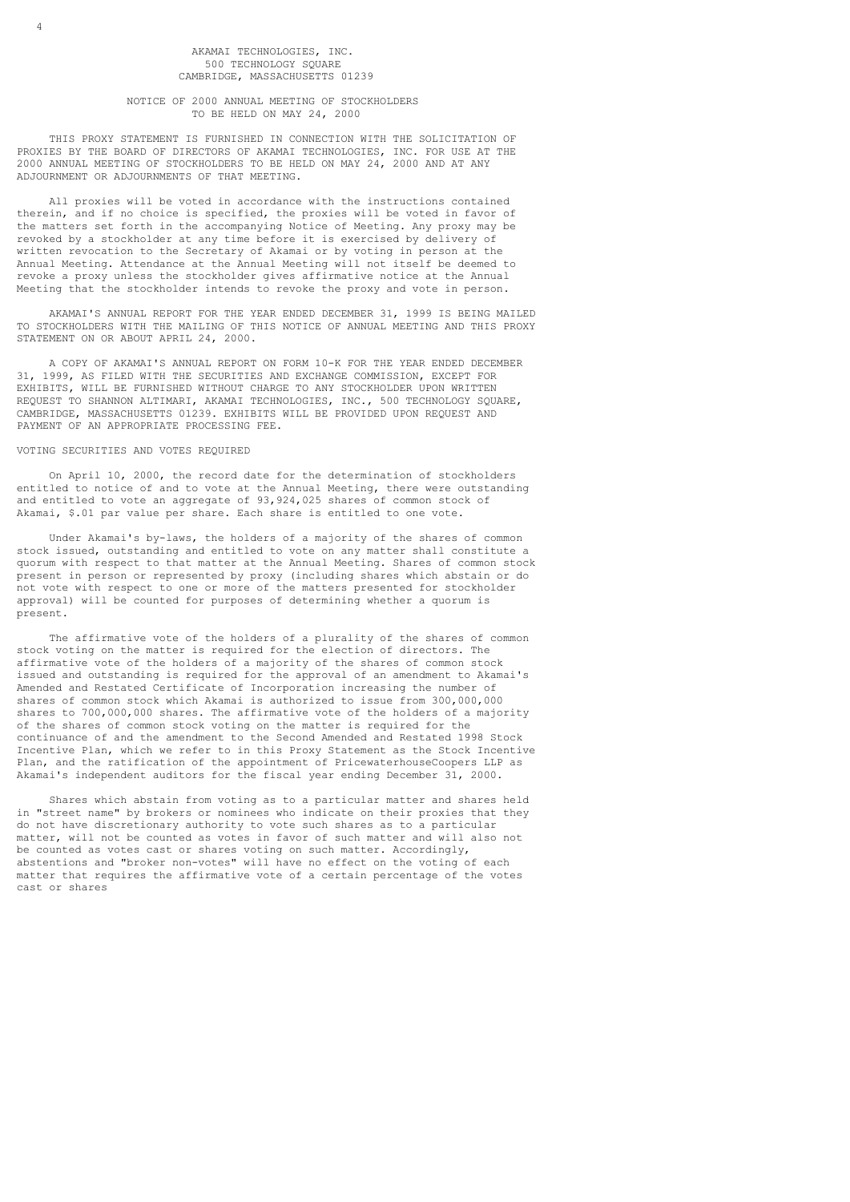AKAMAI TECHNOLOGIES, INC.
500 TECHNOLOGY SQUARE
CAMBRIDGE, MASSACHUSETTS 01239

NOTICE OF 2000 ANNUAL MEETING OF STOCKHOLDERS
TO BE HELD ON MAY 24, 2000

THIS PROXY STATEMENT IS FURNISHED IN CONNECTION WITH THE SOLICITATION OF PROXIES BY THE BOARD OF DIRECTORS OF AKAMAI TECHNOLOGIES, INC. FOR USE AT THE 2000 ANNUAL MEETING OF STOCKHOLDERS TO BE HELD ON MAY 24, 2000 AND AT ANY ADJOURNMENT OR ADJOURNMENTS OF THAT MEETING.

All proxies will be voted in accordance with the instructions contained therein, and if no choice is specified, the proxies will be voted in favor of the matters set forth in the accompanying Notice of Meeting. Any proxy may be revoked by a stockholder at any time before it is exercised by delivery of written revocation to the Secretary of Akamai or by voting in person at the Annual Meeting. Attendance at the Annual Meeting will not itself be deemed to revoke a proxy unless the stockholder gives affirmative notice at the Annual Meeting that the stockholder intends to revoke the proxy and vote in person.

AKAMAI'S ANNUAL REPORT FOR THE YEAR ENDED DECEMBER 31, 1999 IS BEING MAILED TO STOCKHOLDERS WITH THE MAILING OF THIS NOTICE OF ANNUAL MEETING AND THIS PROXY STATEMENT ON OR ABOUT APRIL 24, 2000.

A COPY OF AKAMAI'S ANNUAL REPORT ON FORM 10-K FOR THE YEAR ENDED DECEMBER 31, 1999, AS FILED WITH THE SECURITIES AND EXCHANGE COMMISSION, EXCEPT FOR EXHIBITS, WILL BE FURNISHED WITHOUT CHARGE TO ANY STOCKHOLDER UPON WRITTEN REQUEST TO SHANNON ALTIMARI, AKAMAI TECHNOLOGIES, INC., 500 TECHNOLOGY SQUARE, CAMBRIDGE, MASSACHUSETTS 01239. EXHIBITS WILL BE PROVIDED UPON REQUEST AND PAYMENT OF AN APPROPRIATE PROCESSING FEE.

## VOTING SECURITIES AND VOTES REQUIRED

On April 10, 2000, the record date for the determination of stockholders entitled to notice of and to vote at the Annual Meeting, there were outstanding and entitled to vote an aggregate of 93,924,025 shares of common stock of Akamai, $.01 par value per share. Each share is entitled to one vote.

Under Akamai's by-laws, the holders of a majority of the shares of common stock issued, outstanding and entitled to vote on any matter shall constitute a quorum with respect to that matter at the Annual Meeting. Shares of common stock present in person or represented by proxy (including shares which abstain or do not vote with respect to one or more of the matters presented for stockholder approval) will be counted for purposes of determining whether a quorum is present.

The affirmative vote of the holders of a plurality of the shares of common stock voting on the matter is required for the election of directors. The affirmative vote of the holders of a majority of the shares of common stock issued and outstanding is required for the approval of an amendment to Akamai's Amended and Restated Certificate of Incorporation increasing the number of shares of common stock which Akamai is authorized to issue from 300,000,000 shares to 700,000,000 shares. The affirmative vote of the holders of a majority of the shares of common stock voting on the matter is required for the continuance of and the amendment to the Second Amended and Restated 1998 Stock Incentive Plan, which we refer to in this Proxy Statement as the Stock Incentive Plan, and the ratification of the appointment of PricewaterhouseCoopers LLP as Akamai's independent auditors for the fiscal year ending December 31, 2000.

Shares which abstain from voting as to a particular matter and shares held in "street name" by brokers or nominees who indicate on their proxies that they do not have discretionary authority to vote such shares as to a particular matter, will not be counted as votes in favor of such matter and will also not be counted as votes cast or shares voting on such matter. Accordingly, abstentions and "broker non-votes" will have no effect on the voting of each matter that requires the affirmative vote of a certain percentage of the votes cast or shares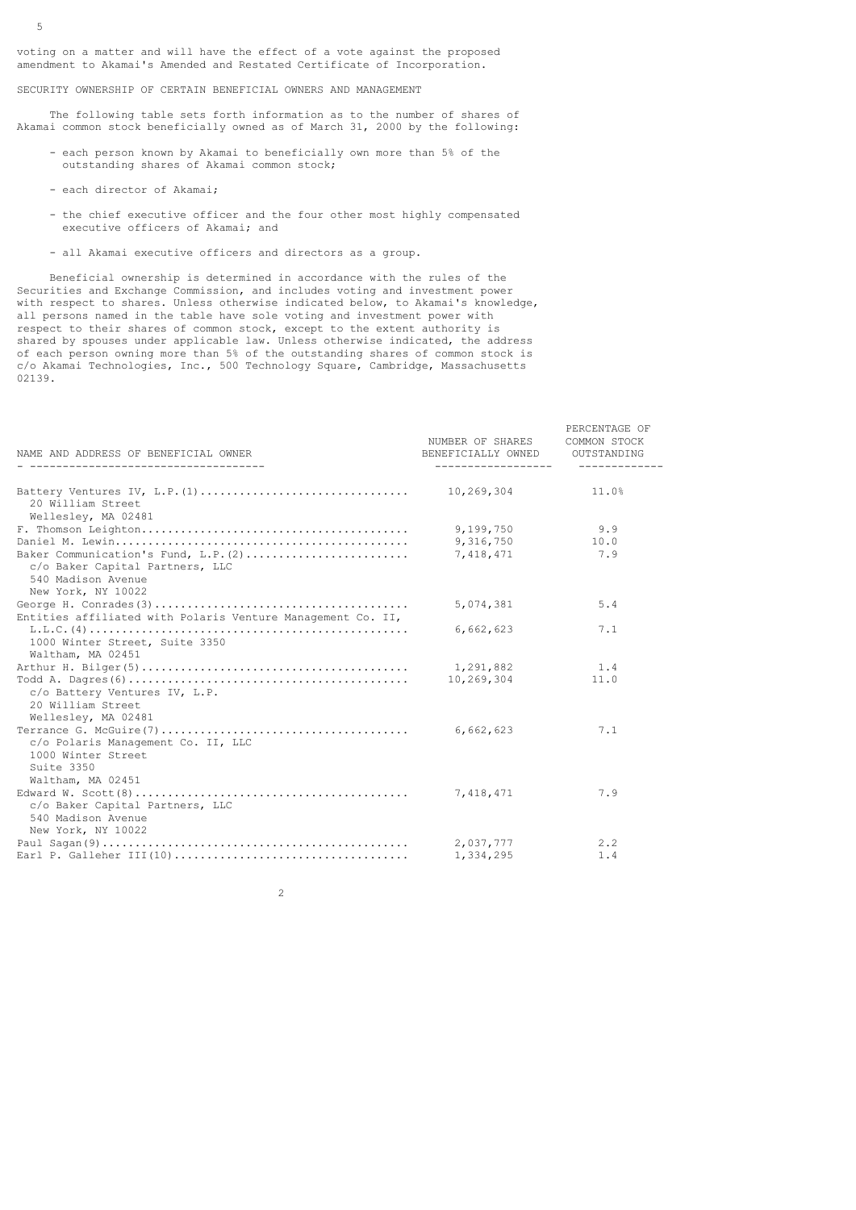voting on a matter and will have the effect of a vote against the proposed amendment to Akamai's Amended and Restated Certificate of Incorporation.

## SECURITY OWNERSHIP OF CERTAIN BENEFICIAL OWNERS AND MANAGEMENT

The following table sets forth information as to the number of shares of Akamai common stock beneficially owned as of March 31, 2000 by the following:

- each person known by Akamai to beneficially own more than 5% of the outstanding shares of Akamai common stock;

- each director of Akamai;

- the chief executive officer and the four other most highly compensated executive officers of Akamai; and

- all Akamai executive officers and directors as a group.

Beneficial ownership is determined in accordance with the rules of the Securities and Exchange Commission, and includes voting and investment power with respect to shares. Unless otherwise indicated below, to Akamai's knowledge, all persons named in the table have sole voting and investment power with respect to their shares of common stock, except to the extent authority is shared by spouses under applicable law. Unless otherwise indicated, the address of each person owning more than 5% of the outstanding shares of common stock is c/o Akamai Technologies, Inc., 500 Technology Square, Cambridge, Massachusetts 02139.

| NAME AND ADDRESS OF BENEFICIAL OWNER | NUMBER OF SHARES BENEFICIALLY OWNED | PERCENTAGE OF COMMON STOCK OUTSTANDING |
|---|---|---|
| Battery Ventures IV, L.P.(1)<br>20 William Street<br>Wellesley, MA 02481 | 10,269,304 | 11.0% |
| F. Thomson Leighton | 9,199,750 | 9.9 |
| Daniel M. Lewin | 9,316,750 | 10.0 |
| Baker Communication's Fund, L.P.(2)<br>c/o Baker Capital Partners, LLC<br>540 Madison Avenue<br>New York, NY 10022 | 7,418,471 | 7.9 |
| George H. Conrades(3) | 5,074,381 | 5.4 |
| Entities affiliated with Polaris Venture Management Co. II, L.L.C.(4)<br>1000 Winter Street, Suite 3350<br>Waltham, MA 02451 | 6,662,623 | 7.1 |
| Arthur H. Bilger(5) | 1,291,882 | 1.4 |
| Todd A. Dagres(6)<br>c/o Battery Ventures IV, L.P.<br>20 William Street<br>Wellesley, MA 02481 | 10,269,304 | 11.0 |
| Terrance G. McGuire(7)<br>c/o Polaris Management Co. II, LLC<br>1000 Winter Street<br>Suite 3350<br>Waltham, MA 02451 | 6,662,623 | 7.1 |
| Edward W. Scott(8)<br>c/o Baker Capital Partners, LLC<br>540 Madison Avenue<br>New York, NY 10022 | 7,418,471 | 7.9 |
| Paul Sagan(9) | 2,037,777 | 2.2 |
| Earl P. Galleher III(10) | 1,334,295 | 1.4 |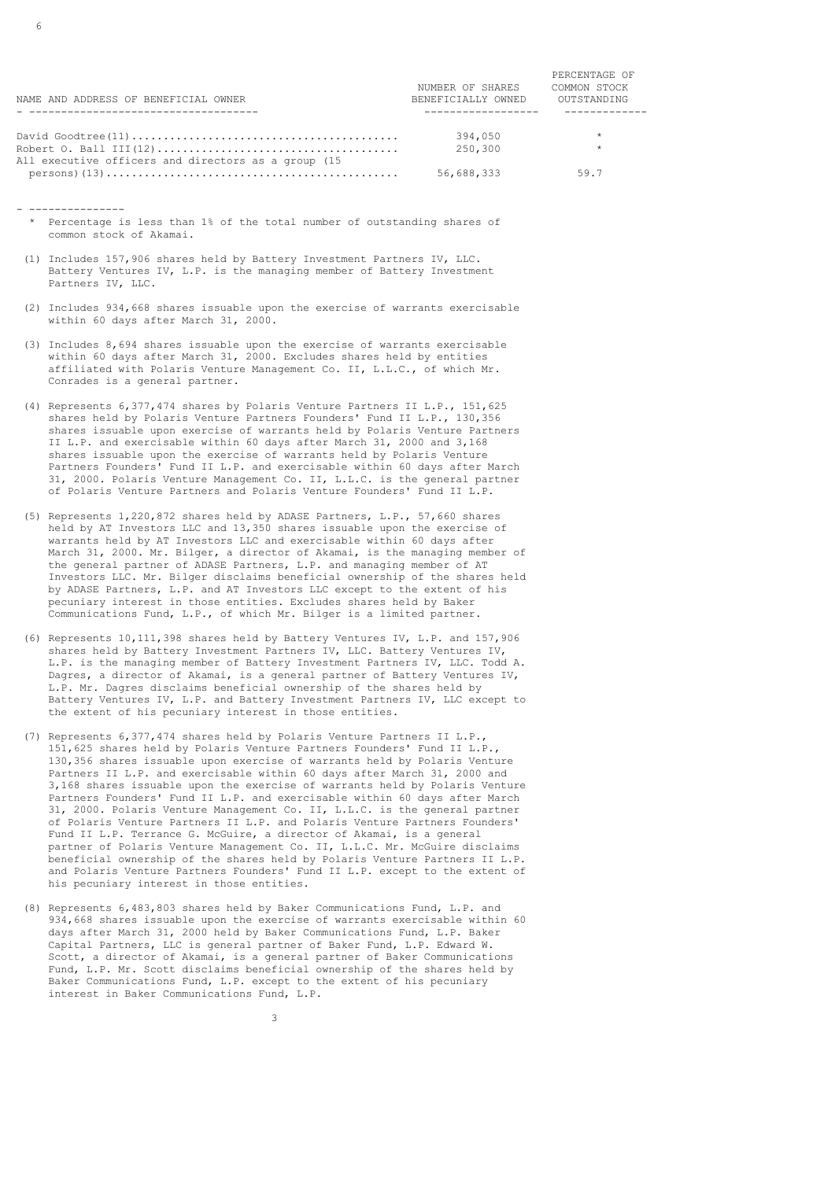| NAME AND ADDRESS OF BENEFICIAL OWNER | NUMBER OF SHARES BENEFICIALLY OWNED | PERCENTAGE OF COMMON STOCK OUTSTANDING |
|---|---|---|
| David Goodtree(11) | 394,050 | * |
| Robert O. Ball III(12) | 250,300 | * |
| All executive officers and directors as a group (15 persons)(13) | 56,688,333 | 59.7 |

---------------

\* Percentage is less than 1% of the total number of outstanding shares of common stock of Akamai.

(1) Includes 157,906 shares held by Battery Investment Partners IV, LLC. Battery Ventures IV, L.P. is the managing member of Battery Investment Partners IV, LLC.

(2) Includes 934,668 shares issuable upon the exercise of warrants exercisable within 60 days after March 31, 2000.

(3) Includes 8,694 shares issuable upon the exercise of warrants exercisable within 60 days after March 31, 2000. Excludes shares held by entities affiliated with Polaris Venture Management Co. II, L.L.C., of which Mr. Conrades is a general partner.

(4) Represents 6,377,474 shares by Polaris Venture Partners II L.P., 151,625 shares held by Polaris Venture Partners Founders' Fund II L.P., 130,356 shares issuable upon exercise of warrants held by Polaris Venture Partners II L.P. and exercisable within 60 days after March 31, 2000 and 3,168 shares issuable upon the exercise of warrants held by Polaris Venture Partners Founders' Fund II L.P. and exercisable within 60 days after March 31, 2000. Polaris Venture Management Co. II, L.L.C. is the general partner of Polaris Venture Partners and Polaris Venture Founders' Fund II L.P.

(5) Represents 1,220,872 shares held by ADASE Partners, L.P., 57,660 shares held by AT Investors LLC and 13,350 shares issuable upon the exercise of warrants held by AT Investors LLC and exercisable within 60 days after March 31, 2000. Mr. Bilger, a director of Akamai, is the managing member of the general partner of ADASE Partners, L.P. and managing member of AT Investors LLC. Mr. Bilger disclaims beneficial ownership of the shares held by ADASE Partners, L.P. and AT Investors LLC except to the extent of his pecuniary interest in those entities. Excludes shares held by Baker Communications Fund, L.P., of which Mr. Bilger is a limited partner.

(6) Represents 10,111,398 shares held by Battery Ventures IV, L.P. and 157,906 shares held by Battery Investment Partners IV, LLC. Battery Ventures IV, L.P. is the managing member of Battery Investment Partners IV, LLC. Todd A. Dagres, a director of Akamai, is a general partner of Battery Ventures IV, L.P. Mr. Dagres disclaims beneficial ownership of the shares held by Battery Ventures IV, L.P. and Battery Investment Partners IV, LLC except to the extent of his pecuniary interest in those entities.

(7) Represents 6,377,474 shares held by Polaris Venture Partners II L.P., 151,625 shares held by Polaris Venture Partners Founders' Fund II L.P., 130,356 shares issuable upon exercise of warrants held by Polaris Venture Partners II L.P. and exercisable within 60 days after March 31, 2000 and 3,168 shares issuable upon the exercise of warrants held by Polaris Venture Partners Founders' Fund II L.P. and exercisable within 60 days after March 31, 2000. Polaris Venture Management Co. II, L.L.C. is the general partner of Polaris Venture Partners II L.P. and Polaris Venture Partners Founders' Fund II L.P. Terrance G. McGuire, a director of Akamai, is a general partner of Polaris Venture Management Co. II, L.L.C. Mr. McGuire disclaims beneficial ownership of the shares held by Polaris Venture Partners II L.P. and Polaris Venture Partners Founders' Fund II L.P. except to the extent of his pecuniary interest in those entities.

(8) Represents 6,483,803 shares held by Baker Communications Fund, L.P. and 934,668 shares issuable upon the exercise of warrants exercisable within 60 days after March 31, 2000 held by Baker Communications Fund, L.P. Baker Capital Partners, LLC is general partner of Baker Fund, L.P. Edward W. Scott, a director of Akamai, is a general partner of Baker Communications Fund, L.P. Mr. Scott disclaims beneficial ownership of the shares held by Baker Communications Fund, L.P. except to the extent of his pecuniary interest in Baker Communications Fund, L.P.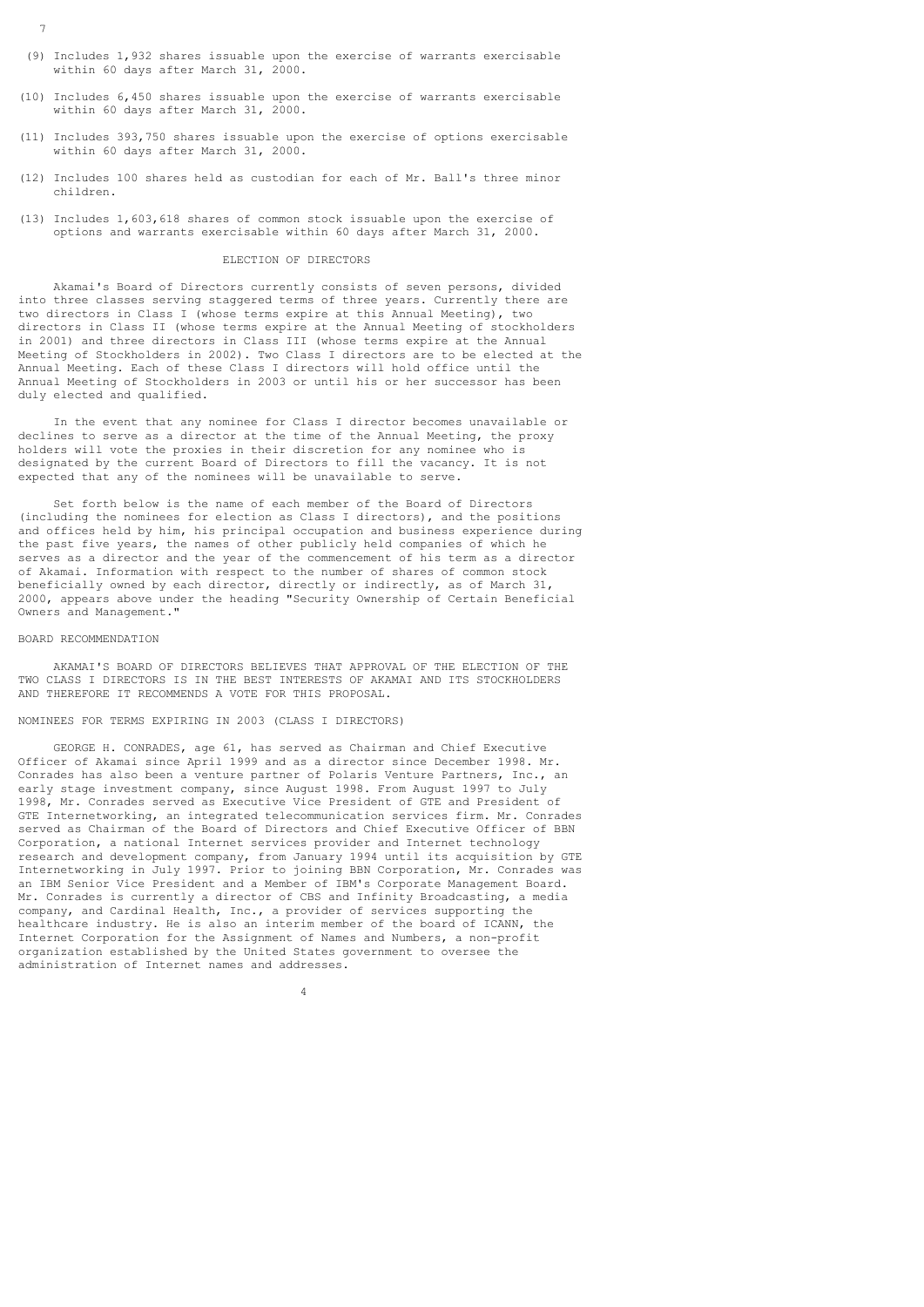(9) Includes 1,932 shares issuable upon the exercise of warrants exercisable within 60 days after March 31, 2000.

(10) Includes 6,450 shares issuable upon the exercise of warrants exercisable within 60 days after March 31, 2000.

(11) Includes 393,750 shares issuable upon the exercise of options exercisable within 60 days after March 31, 2000.

(12) Includes 100 shares held as custodian for each of Mr. Ball's three minor children.

(13) Includes 1,603,618 shares of common stock issuable upon the exercise of options and warrants exercisable within 60 days after March 31, 2000.

## ELECTION OF DIRECTORS

Akamai's Board of Directors currently consists of seven persons, divided into three classes serving staggered terms of three years. Currently there are two directors in Class I (whose terms expire at this Annual Meeting), two directors in Class II (whose terms expire at the Annual Meeting of stockholders in 2001) and three directors in Class III (whose terms expire at the Annual Meeting of Stockholders in 2002). Two Class I directors are to be elected at the Annual Meeting. Each of these Class I directors will hold office until the Annual Meeting of Stockholders in 2003 or until his or her successor has been duly elected and qualified.

In the event that any nominee for Class I director becomes unavailable or declines to serve as a director at the time of the Annual Meeting, the proxy holders will vote the proxies in their discretion for any nominee who is designated by the current Board of Directors to fill the vacancy. It is not expected that any of the nominees will be unavailable to serve.

Set forth below is the name of each member of the Board of Directors (including the nominees for election as Class I directors), and the positions and offices held by him, his principal occupation and business experience during the past five years, the names of other publicly held companies of which he serves as a director and the year of the commencement of his term as a director of Akamai. Information with respect to the number of shares of common stock beneficially owned by each director, directly or indirectly, as of March 31, 2000, appears above under the heading "Security Ownership of Certain Beneficial Owners and Management."

### BOARD RECOMMENDATION

AKAMAI'S BOARD OF DIRECTORS BELIEVES THAT APPROVAL OF THE ELECTION OF THE TWO CLASS I DIRECTORS IS IN THE BEST INTERESTS OF AKAMAI AND ITS STOCKHOLDERS AND THEREFORE IT RECOMMENDS A VOTE FOR THIS PROPOSAL.

### NOMINEES FOR TERMS EXPIRING IN 2003 (CLASS I DIRECTORS)

GEORGE H. CONRADES, age 61, has served as Chairman and Chief Executive Officer of Akamai since April 1999 and as a director since December 1998. Mr. Conrades has also been a venture partner of Polaris Venture Partners, Inc., an early stage investment company, since August 1998. From August 1997 to July 1998, Mr. Conrades served as Executive Vice President of GTE and President of GTE Internetworking, an integrated telecommunication services firm. Mr. Conrades served as Chairman of the Board of Directors and Chief Executive Officer of BBN Corporation, a national Internet services provider and Internet technology research and development company, from January 1994 until its acquisition by GTE Internetworking in July 1997. Prior to joining BBN Corporation, Mr. Conrades was an IBM Senior Vice President and a Member of IBM's Corporate Management Board. Mr. Conrades is currently a director of CBS and Infinity Broadcasting, a media company, and Cardinal Health, Inc., a provider of services supporting the healthcare industry. He is also an interim member of the board of ICANN, the Internet Corporation for the Assignment of Names and Numbers, a non-profit organization established by the United States government to oversee the administration of Internet names and addresses.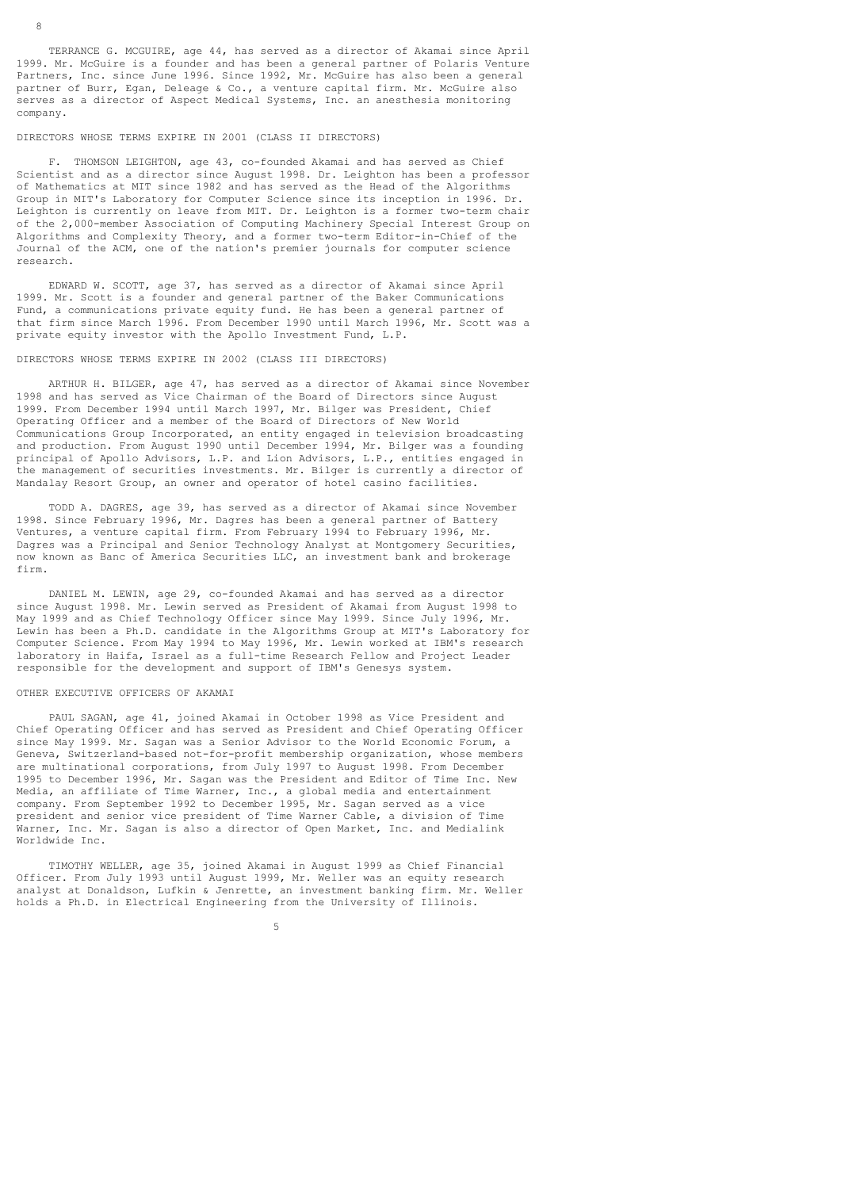TERRANCE G. MCGUIRE, age 44, has served as a director of Akamai since April 1999. Mr. McGuire is a founder and has been a general partner of Polaris Venture Partners, Inc. since June 1996. Since 1992, Mr. McGuire has also been a general partner of Burr, Egan, Deleage & Co., a venture capital firm. Mr. McGuire also serves as a director of Aspect Medical Systems, Inc. an anesthesia monitoring company.

## DIRECTORS WHOSE TERMS EXPIRE IN 2001 (CLASS II DIRECTORS)

F. THOMSON LEIGHTON, age 43, co-founded Akamai and has served as Chief Scientist and as a director since August 1998. Dr. Leighton has been a professor of Mathematics at MIT since 1982 and has served as the Head of the Algorithms Group in MIT's Laboratory for Computer Science since its inception in 1996. Dr. Leighton is currently on leave from MIT. Dr. Leighton is a former two-term chair of the 2,000-member Association of Computing Machinery Special Interest Group on Algorithms and Complexity Theory, and a former two-term Editor-in-Chief of the Journal of the ACM, one of the nation's premier journals for computer science research.

EDWARD W. SCOTT, age 37, has served as a director of Akamai since April 1999. Mr. Scott is a founder and general partner of the Baker Communications Fund, a communications private equity fund. He has been a general partner of that firm since March 1996. From December 1990 until March 1996, Mr. Scott was a private equity investor with the Apollo Investment Fund, L.P.

## DIRECTORS WHOSE TERMS EXPIRE IN 2002 (CLASS III DIRECTORS)

ARTHUR H. BILGER, age 47, has served as a director of Akamai since November 1998 and has served as Vice Chairman of the Board of Directors since August 1999. From December 1994 until March 1997, Mr. Bilger was President, Chief Operating Officer and a member of the Board of Directors of New World Communications Group Incorporated, an entity engaged in television broadcasting and production. From August 1990 until December 1994, Mr. Bilger was a founding principal of Apollo Advisors, L.P. and Lion Advisors, L.P., entities engaged in the management of securities investments. Mr. Bilger is currently a director of Mandalay Resort Group, an owner and operator of hotel casino facilities.

TODD A. DAGRES, age 39, has served as a director of Akamai since November 1998. Since February 1996, Mr. Dagres has been a general partner of Battery Ventures, a venture capital firm. From February 1994 to February 1996, Mr. Dagres was a Principal and Senior Technology Analyst at Montgomery Securities, now known as Banc of America Securities LLC, an investment bank and brokerage firm.

DANIEL M. LEWIN, age 29, co-founded Akamai and has served as a director since August 1998. Mr. Lewin served as President of Akamai from August 1998 to May 1999 and as Chief Technology Officer since May 1999. Since July 1996, Mr. Lewin has been a Ph.D. candidate in the Algorithms Group at MIT's Laboratory for Computer Science. From May 1994 to May 1996, Mr. Lewin worked at IBM's research laboratory in Haifa, Israel as a full-time Research Fellow and Project Leader responsible for the development and support of IBM's Genesys system.

## OTHER EXECUTIVE OFFICERS OF AKAMAI

PAUL SAGAN, age 41, joined Akamai in October 1998 as Vice President and Chief Operating Officer and has served as President and Chief Operating Officer since May 1999. Mr. Sagan was a Senior Advisor to the World Economic Forum, a Geneva, Switzerland-based not-for-profit membership organization, whose members are multinational corporations, from July 1997 to August 1998. From December 1995 to December 1996, Mr. Sagan was the President and Editor of Time Inc. New Media, an affiliate of Time Warner, Inc., a global media and entertainment company. From September 1992 to December 1995, Mr. Sagan served as a vice president and senior vice president of Time Warner Cable, a division of Time Warner, Inc. Mr. Sagan is also a director of Open Market, Inc. and Medialink Worldwide Inc.

TIMOTHY WELLER, age 35, joined Akamai in August 1999 as Chief Financial Officer. From July 1993 until August 1999, Mr. Weller was an equity research analyst at Donaldson, Lufkin & Jenrette, an investment banking firm. Mr. Weller holds a Ph.D. in Electrical Engineering from the University of Illinois.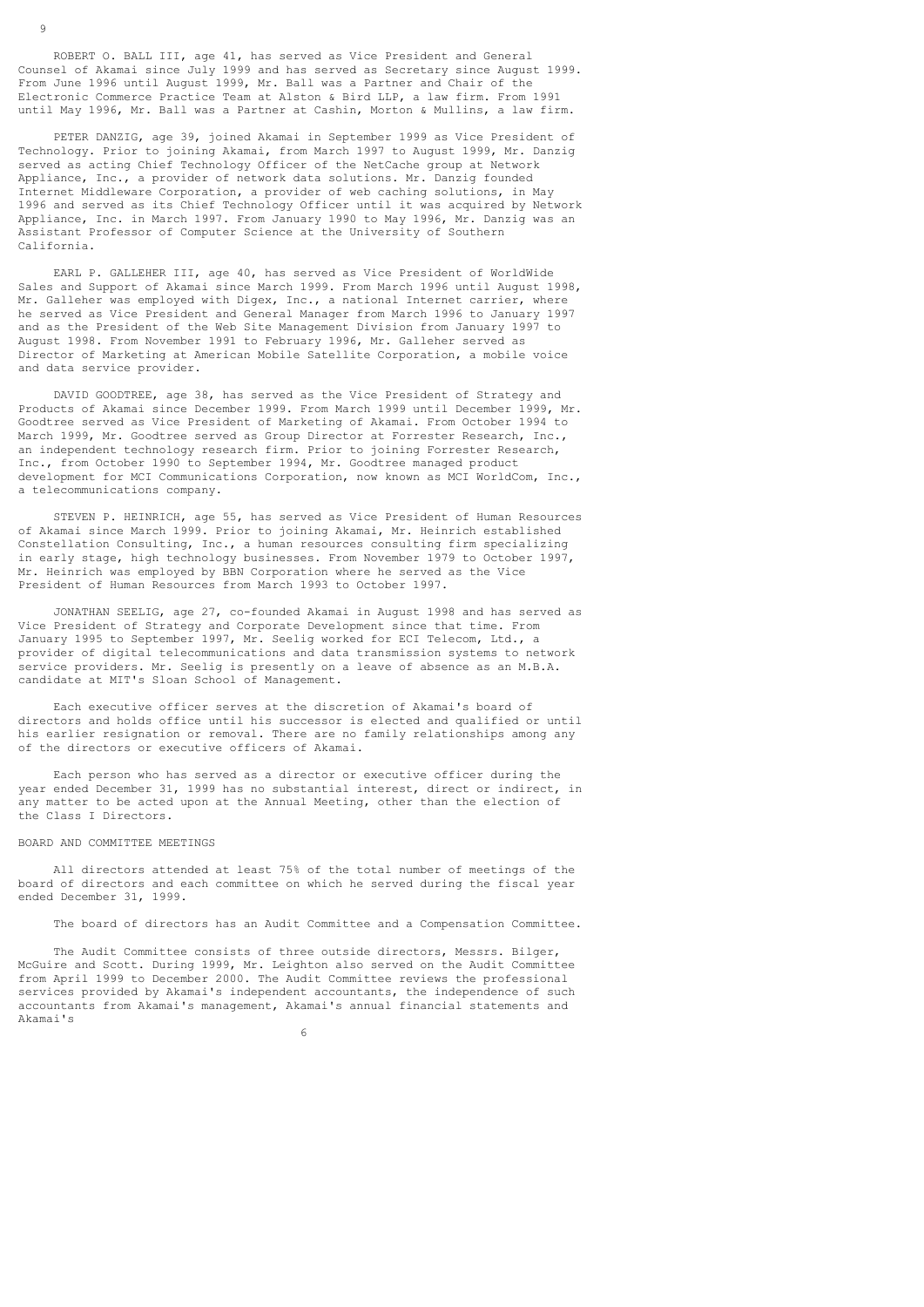ROBERT O. BALL III, age 41, has served as Vice President and General Counsel of Akamai since July 1999 and has served as Secretary since August 1999. From June 1996 until August 1999, Mr. Ball was a Partner and Chair of the Electronic Commerce Practice Team at Alston & Bird LLP, a law firm. From 1991 until May 1996, Mr. Ball was a Partner at Cashin, Morton & Mullins, a law firm.

PETER DANZIG, age 39, joined Akamai in September 1999 as Vice President of Technology. Prior to joining Akamai, from March 1997 to August 1999, Mr. Danzig served as acting Chief Technology Officer of the NetCache group at Network Appliance, Inc., a provider of network data solutions. Mr. Danzig founded Internet Middleware Corporation, a provider of web caching solutions, in May 1996 and served as its Chief Technology Officer until it was acquired by Network Appliance, Inc. in March 1997. From January 1990 to May 1996, Mr. Danzig was an Assistant Professor of Computer Science at the University of Southern California.

EARL P. GALLEHER III, age 40, has served as Vice President of WorldWide Sales and Support of Akamai since March 1999. From March 1996 until August 1998, Mr. Galleher was employed with Digex, Inc., a national Internet carrier, where he served as Vice President and General Manager from March 1996 to January 1997 and as the President of the Web Site Management Division from January 1997 to August 1998. From November 1991 to February 1996, Mr. Galleher served as Director of Marketing at American Mobile Satellite Corporation, a mobile voice and data service provider.

DAVID GOODTREE, age 38, has served as the Vice President of Strategy and Products of Akamai since December 1999. From March 1999 until December 1999, Mr. Goodtree served as Vice President of Marketing of Akamai. From October 1994 to March 1999, Mr. Goodtree served as Group Director at Forrester Research, Inc., an independent technology research firm. Prior to joining Forrester Research, Inc., from October 1990 to September 1994, Mr. Goodtree managed product development for MCI Communications Corporation, now known as MCI WorldCom, Inc., a telecommunications company.

STEVEN P. HEINRICH, age 55, has served as Vice President of Human Resources of Akamai since March 1999. Prior to joining Akamai, Mr. Heinrich established Constellation Consulting, Inc., a human resources consulting firm specializing in early stage, high technology businesses. From November 1979 to October 1997, Mr. Heinrich was employed by BBN Corporation where he served as the Vice President of Human Resources from March 1993 to October 1997.

JONATHAN SEELIG, age 27, co-founded Akamai in August 1998 and has served as Vice President of Strategy and Corporate Development since that time. From January 1995 to September 1997, Mr. Seelig worked for ECI Telecom, Ltd., a provider of digital telecommunications and data transmission systems to network service providers. Mr. Seelig is presently on a leave of absence as an M.B.A. candidate at MIT's Sloan School of Management.

Each executive officer serves at the discretion of Akamai's board of directors and holds office until his successor is elected and qualified or until his earlier resignation or removal. There are no family relationships among any of the directors or executive officers of Akamai.

Each person who has served as a director or executive officer during the year ended December 31, 1999 has no substantial interest, direct or indirect, in any matter to be acted upon at the Annual Meeting, other than the election of the Class I Directors.

## BOARD AND COMMITTEE MEETINGS

All directors attended at least 75% of the total number of meetings of the board of directors and each committee on which he served during the fiscal year ended December 31, 1999.

The board of directors has an Audit Committee and a Compensation Committee.

The Audit Committee consists of three outside directors, Messrs. Bilger, McGuire and Scott. During 1999, Mr. Leighton also served on the Audit Committee from April 1999 to December 2000. The Audit Committee reviews the professional services provided by Akamai's independent accountants, the independence of such accountants from Akamai's management, Akamai's annual financial statements and Akamai's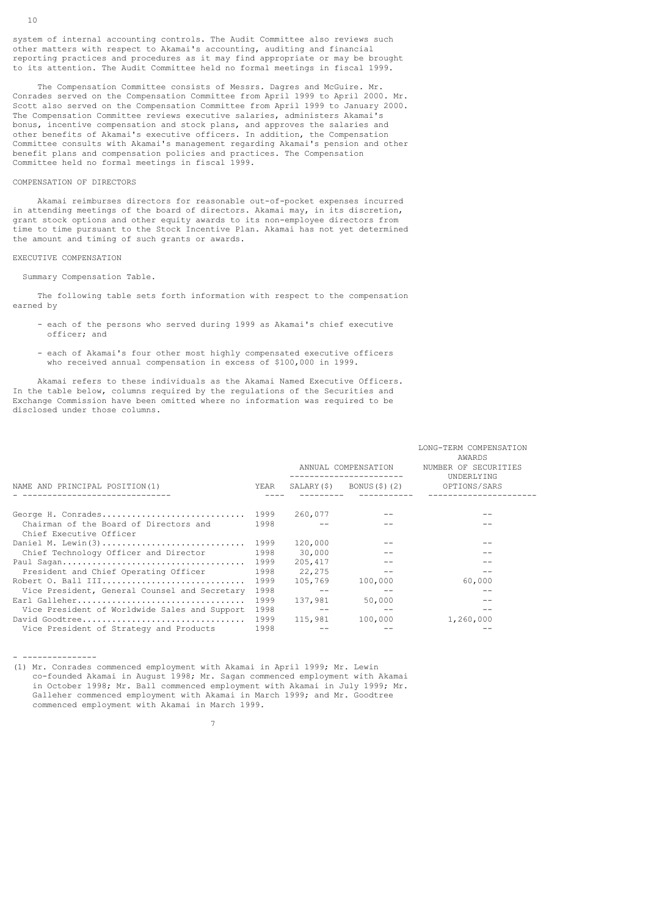system of internal accounting controls. The Audit Committee also reviews such other matters with respect to Akamai's accounting, auditing and financial reporting practices and procedures as it may find appropriate or may be brought to its attention. The Audit Committee held no formal meetings in fiscal 1999.

The Compensation Committee consists of Messrs. Dagres and McGuire. Mr. Conrades served on the Compensation Committee from April 1999 to April 2000. Mr. Scott also served on the Compensation Committee from April 1999 to January 2000. The Compensation Committee reviews executive salaries, administers Akamai's bonus, incentive compensation and stock plans, and approves the salaries and other benefits of Akamai's executive officers. In addition, the Compensation Committee consults with Akamai's management regarding Akamai's pension and other benefit plans and compensation policies and practices. The Compensation Committee held no formal meetings in fiscal 1999.

## COMPENSATION OF DIRECTORS

Akamai reimburses directors for reasonable out-of-pocket expenses incurred in attending meetings of the board of directors. Akamai may, in its discretion, grant stock options and other equity awards to its non-employee directors from time to time pursuant to the Stock Incentive Plan. Akamai has not yet determined the amount and timing of such grants or awards.

## EXECUTIVE COMPENSATION

### Summary Compensation Table.

The following table sets forth information with respect to the compensation earned by

- each of the persons who served during 1999 as Akamai's chief executive officer; and
- each of Akamai's four other most highly compensated executive officers who received annual compensation in excess of $100,000 in 1999.

Akamai refers to these individuals as the Akamai Named Executive Officers. In the table below, columns required by the regulations of the Securities and Exchange Commission have been omitted where no information was required to be disclosed under those columns.

| | | ANNUAL COMPENSATION | | LONG-TERM COMPENSATION AWARDS |
|---|---|---|---|---|
| NAME AND PRINCIPAL POSITION(1) | YEAR | SALARY($) | BONUS($)(2) | NUMBER OF SECURITIES UNDERLYING OPTIONS/SARS |
| George H. Conrades | 1999 | 260,077 | -- | -- |
| Chairman of the Board of Directors and Chief Executive Officer | 1998 | -- | -- | -- |
| Daniel M. Lewin(3) | 1999 | 120,000 | -- | -- |
| Chief Technology Officer and Director | 1998 | 30,000 | -- | -- |
| Paul Sagan | 1999 | 205,417 | -- | -- |
| President and Chief Operating Officer | 1998 | 22,275 | -- | -- |
| Robert O. Ball III | 1999 | 105,769 | 100,000 | 60,000 |
| Vice President, General Counsel and Secretary | 1998 | -- | -- | -- |
| Earl Galleher | 1999 | 137,981 | 50,000 | -- |
| Vice President of Worldwide Sales and Support | 1998 | -- | -- | -- |
| David Goodtree | 1999 | 115,981 | 100,000 | 1,260,000 |
| Vice President of Strategy and Products | 1998 | -- | -- | -- |

---

(1) Mr. Conrades commenced employment with Akamai in April 1999; Mr. Lewin co-founded Akamai in August 1998; Mr. Sagan commenced employment with Akamai in October 1998; Mr. Ball commenced employment with Akamai in July 1999; Mr. Galleher commenced employment with Akamai in March 1999; and Mr. Goodtree commenced employment with Akamai in March 1999.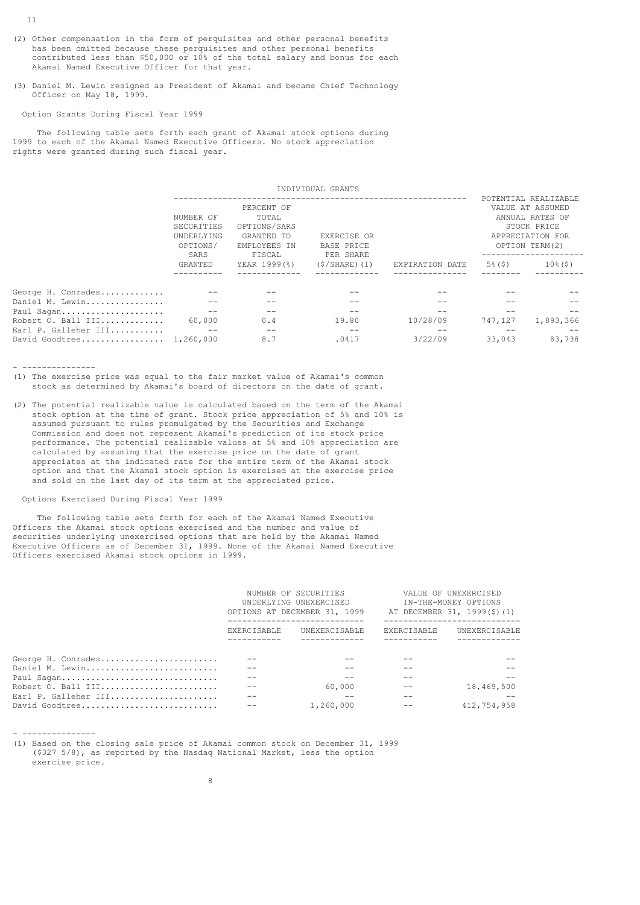(2) Other compensation in the form of perquisites and other personal benefits has been omitted because these perquisites and other personal benefits contributed less than $50,000 or 10% of the total salary and bonus for each Akamai Named Executive Officer for that year.

(3) Daniel M. Lewin resigned as President of Akamai and became Chief Technology Officer on May 18, 1999.

### Option Grants During Fiscal Year 1999

The following table sets forth each grant of Akamai stock options during 1999 to each of the Akamai Named Executive Officers. No stock appreciation rights were granted during such fiscal year.

| | INDIVIDUAL GRANTS | | | | POTENTIAL REALIZABLE VALUE AT ASSUMED ANNUAL RATES OF STOCK PRICE APPRECIATION FOR OPTION TERM(2) | |
|---|---|---|---|---|---|---|
| | NUMBER OF SECURITIES UNDERLYING OPTIONS/ SARS GRANTED | PERCENT OF TOTAL OPTIONS/SARS GRANTED TO EMPLOYEES IN FISCAL YEAR 1999(%) | EXERCISE OR BASE PRICE PER SHARE ($/SHARE)(1) | EXPIRATION DATE | 5%($) | 10%($) |
| George H. Conrades | -- | -- | -- | -- | -- | -- |
| Daniel M. Lewin | -- | -- | -- | -- | -- | -- |
| Paul Sagan | -- | -- | -- | -- | -- | -- |
| Robert O. Ball III | 60,000 | 0.4 | 19.80 | 10/28/09 | 747,127 | 1,893,366 |
| Earl P. Galleher III | -- | -- | -- | -- | -- | -- |
| David Goodtree | 1,260,000 | 8.7 | .0417 | 3/22/09 | 33,043 | 83,738 |

---------------

(1) The exercise price was equal to the fair market value of Akamai's common stock as determined by Akamai's board of directors on the date of grant.

(2) The potential realizable value is calculated based on the term of the Akamai stock option at the time of grant. Stock price appreciation of 5% and 10% is assumed pursuant to rules promulgated by the Securities and Exchange Commission and does not represent Akamai's prediction of its stock price performance. The potential realizable values at 5% and 10% appreciation are calculated by assuming that the exercise price on the date of grant appreciates at the indicated rate for the entire term of the Akamai stock option and that the Akamai stock option is exercised at the exercise price and sold on the last day of its term at the appreciated price.

### Options Exercised During Fiscal Year 1999

The following table sets forth for each of the Akamai Named Executive Officers the Akamai stock options exercised and the number and value of securities underlying unexercised options that are held by the Akamai Named Executive Officers as of December 31, 1999. None of the Akamai Named Executive Officers exercised Akamai stock options in 1999.

| | NUMBER OF SECURITIES UNDERLYING UNEXERCISED OPTIONS AT DECEMBER 31, 1999 | | VALUE OF UNEXERCISED IN-THE-MONEY OPTIONS AT DECEMBER 31, 1999($)(1) | |
|---|---|---|---|---|
| | EXERCISABLE | UNEXERCISABLE | EXERCISABLE | UNEXERCISABLE |
| George H. Conrades | -- | -- | -- | -- |
| Daniel M. Lewin | -- | -- | -- | -- |
| Paul Sagan | -- | -- | -- | -- |
| Robert O. Ball III | -- | 60,000 | -- | 18,469,500 |
| Earl P. Galleher III | -- | -- | -- | -- |
| David Goodtree | -- | 1,260,000 | -- | 412,754,958 |

---------------

(1) Based on the closing sale price of Akamai common stock on December 31, 1999 ($327 5/8), as reported by the Nasdaq National Market, less the option exercise price.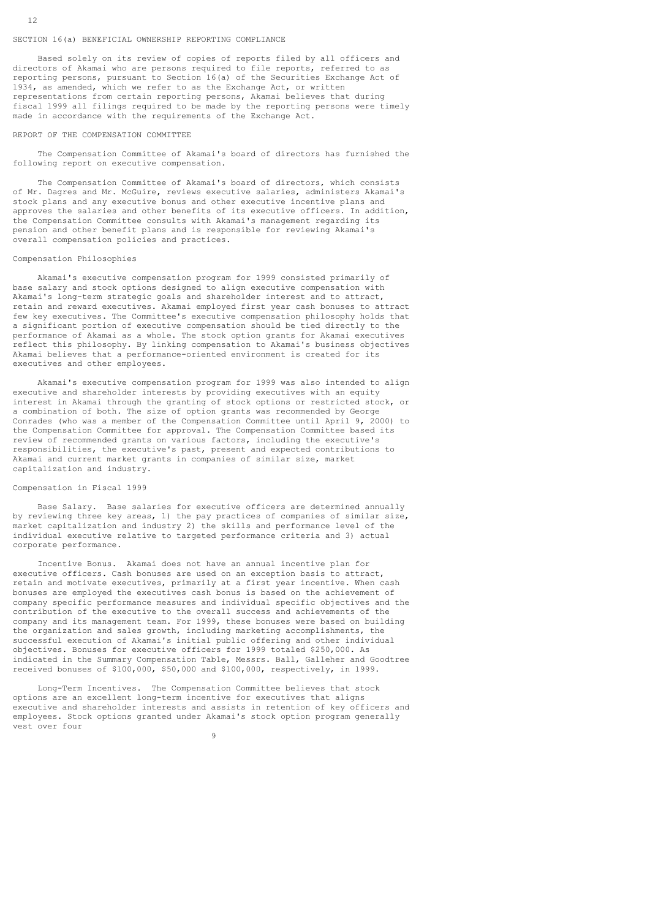## SECTION 16(a) BENEFICIAL OWNERSHIP REPORTING COMPLIANCE

Based solely on its review of copies of reports filed by all officers and directors of Akamai who are persons required to file reports, referred to as reporting persons, pursuant to Section 16(a) of the Securities Exchange Act of 1934, as amended, which we refer to as the Exchange Act, or written representations from certain reporting persons, Akamai believes that during fiscal 1999 all filings required to be made by the reporting persons were timely made in accordance with the requirements of the Exchange Act.

## REPORT OF THE COMPENSATION COMMITTEE

The Compensation Committee of Akamai's board of directors has furnished the following report on executive compensation.

The Compensation Committee of Akamai's board of directors, which consists of Mr. Dagres and Mr. McGuire, reviews executive salaries, administers Akamai's stock plans and any executive bonus and other executive incentive plans and approves the salaries and other benefits of its executive officers. In addition, the Compensation Committee consults with Akamai's management regarding its pension and other benefit plans and is responsible for reviewing Akamai's overall compensation policies and practices.

### Compensation Philosophies

Akamai's executive compensation program for 1999 consisted primarily of base salary and stock options designed to align executive compensation with Akamai's long-term strategic goals and shareholder interest and to attract, retain and reward executives. Akamai employed first year cash bonuses to attract few key executives. The Committee's executive compensation philosophy holds that a significant portion of executive compensation should be tied directly to the performance of Akamai as a whole. The stock option grants for Akamai executives reflect this philosophy. By linking compensation to Akamai's business objectives Akamai believes that a performance-oriented environment is created for its executives and other employees.

Akamai's executive compensation program for 1999 was also intended to align executive and shareholder interests by providing executives with an equity interest in Akamai through the granting of stock options or restricted stock, or a combination of both. The size of option grants was recommended by George Conrades (who was a member of the Compensation Committee until April 9, 2000) to the Compensation Committee for approval. The Compensation Committee based its review of recommended grants on various factors, including the executive's responsibilities, the executive's past, present and expected contributions to Akamai and current market grants in companies of similar size, market capitalization and industry.

### Compensation in Fiscal 1999

Base Salary. Base salaries for executive officers are determined annually by reviewing three key areas, 1) the pay practices of companies of similar size, market capitalization and industry 2) the skills and performance level of the individual executive relative to targeted performance criteria and 3) actual corporate performance.

Incentive Bonus. Akamai does not have an annual incentive plan for executive officers. Cash bonuses are used on an exception basis to attract, retain and motivate executives, primarily at a first year incentive. When cash bonuses are employed the executives cash bonus is based on the achievement of company specific performance measures and individual specific objectives and the contribution of the executive to the overall success and achievements of the company and its management team. For 1999, these bonuses were based on building the organization and sales growth, including marketing accomplishments, the successful execution of Akamai's initial public offering and other individual objectives. Bonuses for executive officers for 1999 totaled $250,000. As indicated in the Summary Compensation Table, Messrs. Ball, Galleher and Goodtree received bonuses of $100,000, $50,000 and $100,000, respectively, in 1999.

Long-Term Incentives. The Compensation Committee believes that stock options are an excellent long-term incentive for executives that aligns executive and shareholder interests and assists in retention of key officers and employees. Stock options granted under Akamai's stock option program generally vest over four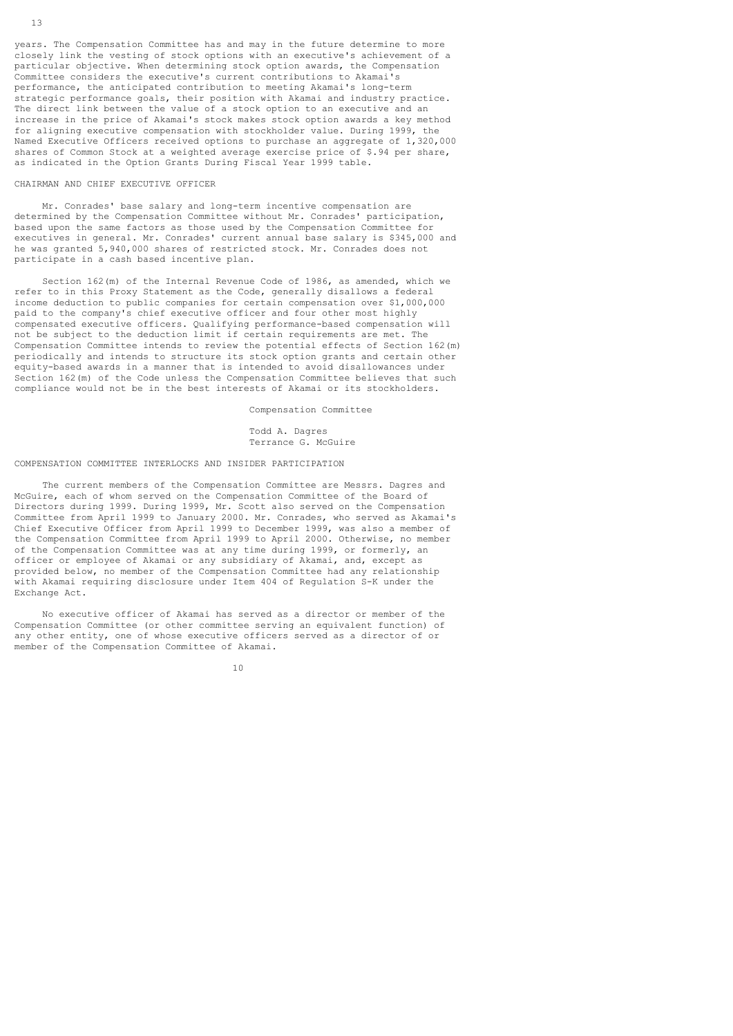years. The Compensation Committee has and may in the future determine to more closely link the vesting of stock options with an executive's achievement of a particular objective. When determining stock option awards, the Compensation Committee considers the executive's current contributions to Akamai's performance, the anticipated contribution to meeting Akamai's long-term strategic performance goals, their position with Akamai and industry practice. The direct link between the value of a stock option to an executive and an increase in the price of Akamai's stock makes stock option awards a key method for aligning executive compensation with stockholder value. During 1999, the Named Executive Officers received options to purchase an aggregate of 1,320,000 shares of Common Stock at a weighted average exercise price of $.94 per share, as indicated in the Option Grants During Fiscal Year 1999 table.

## CHAIRMAN AND CHIEF EXECUTIVE OFFICER

Mr. Conrades' base salary and long-term incentive compensation are determined by the Compensation Committee without Mr. Conrades' participation, based upon the same factors as those used by the Compensation Committee for executives in general. Mr. Conrades' current annual base salary is $345,000 and he was granted 5,940,000 shares of restricted stock. Mr. Conrades does not participate in a cash based incentive plan.

Section 162(m) of the Internal Revenue Code of 1986, as amended, which we refer to in this Proxy Statement as the Code, generally disallows a federal income deduction to public companies for certain compensation over $1,000,000 paid to the company's chief executive officer and four other most highly compensated executive officers. Qualifying performance-based compensation will not be subject to the deduction limit if certain requirements are met. The Compensation Committee intends to review the potential effects of Section 162(m) periodically and intends to structure its stock option grants and certain other equity-based awards in a manner that is intended to avoid disallowances under Section 162(m) of the Code unless the Compensation Committee believes that such compliance would not be in the best interests of Akamai or its stockholders.

Compensation Committee

Todd A. Dagres
Terrance G. McGuire

## COMPENSATION COMMITTEE INTERLOCKS AND INSIDER PARTICIPATION

The current members of the Compensation Committee are Messrs. Dagres and McGuire, each of whom served on the Compensation Committee of the Board of Directors during 1999. During 1999, Mr. Scott also served on the Compensation Committee from April 1999 to January 2000. Mr. Conrades, who served as Akamai's Chief Executive Officer from April 1999 to December 1999, was also a member of the Compensation Committee from April 1999 to April 2000. Otherwise, no member of the Compensation Committee was at any time during 1999, or formerly, an officer or employee of Akamai or any subsidiary of Akamai, and, except as provided below, no member of the Compensation Committee had any relationship with Akamai requiring disclosure under Item 404 of Regulation S-K under the Exchange Act.

No executive officer of Akamai has served as a director or member of the Compensation Committee (or other committee serving an equivalent function) of any other entity, one of whose executive officers served as a director of or member of the Compensation Committee of Akamai.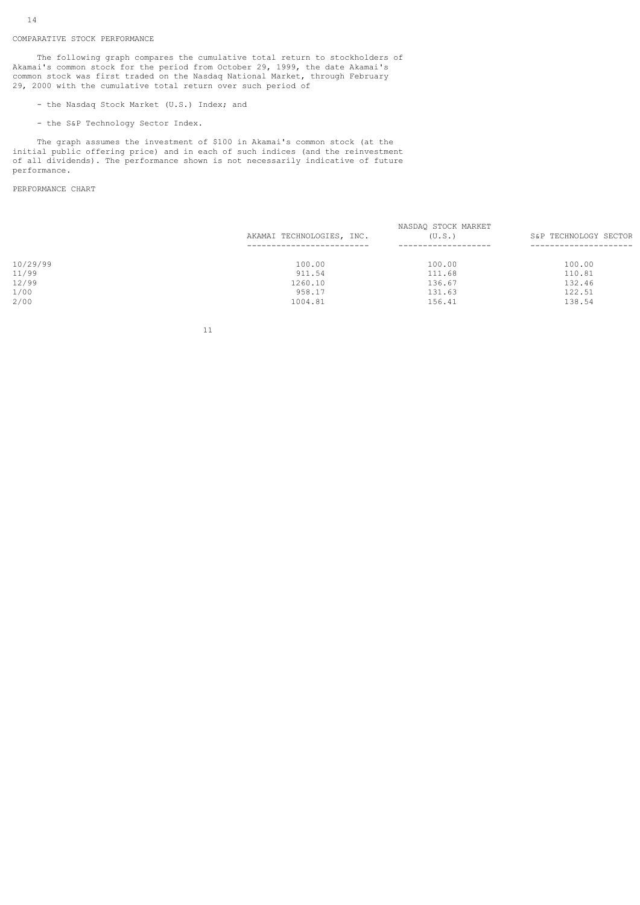COMPARATIVE STOCK PERFORMANCE

The following graph compares the cumulative total return to stockholders of Akamai's common stock for the period from October 29, 1999, the date Akamai's common stock was first traded on the Nasdaq National Market, through February 29, 2000 with the cumulative total return over such period of

- the Nasdaq Stock Market (U.S.) Index; and
- the S&P Technology Sector Index.

The graph assumes the investment of $100 in Akamai's common stock (at the initial public offering price) and in each of such indices (and the reinvestment of all dividends). The performance shown is not necessarily indicative of future performance.

PERFORMANCE CHART

| | AKAMAI TECHNOLOGIES, INC. | NASDAQ STOCK MARKET (U.S.) | S&P TECHNOLOGY SECTOR |
|---|---|---|---|
| 10/29/99 | 100.00 | 100.00 | 100.00 |
| 11/99 | 911.54 | 111.68 | 110.81 |
| 12/99 | 1260.10 | 136.67 | 132.46 |
| 1/00 | 958.17 | 131.63 | 122.51 |
| 2/00 | 1004.81 | 156.41 | 138.54 |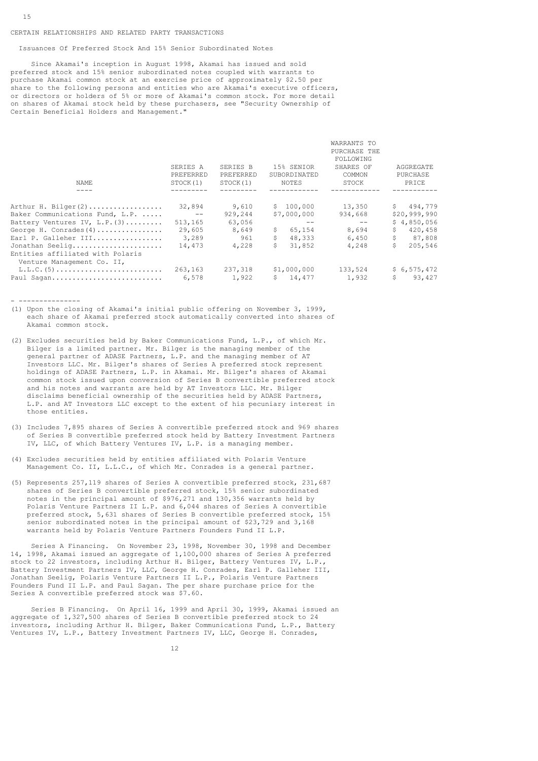## CERTAIN RELATIONSHIPS AND RELATED PARTY TRANSACTIONS

### Issuances Of Preferred Stock And 15% Senior Subordinated Notes

Since Akamai's inception in August 1998, Akamai has issued and sold preferred stock and 15% senior subordinated notes coupled with warrants to purchase Akamai common stock at an exercise price of approximately $2.50 per share to the following persons and entities who are Akamai's executive officers, or directors or holders of 5% or more of Akamai's common stock. For more detail on shares of Akamai stock held by these purchasers, see "Security Ownership of Certain Beneficial Holders and Management."

| NAME | SERIES A PREFERRED STOCK(1) | SERIES B PREFERRED STOCK(1) | 15% SENIOR SUBORDINATED NOTES | WARRANTS TO PURCHASE THE FOLLOWING SHARES OF COMMON STOCK | AGGREGATE PURCHASE PRICE |
|---|---|---|---|---|---|
| Arthur H. Bilger(2) | 32,894 | 9,610 | $ 100,000 | 13,350 | $ 494,779 |
| Baker Communications Fund, L.P. | -- | 929,244 | $7,000,000 | 934,668 | $20,999,990 |
| Battery Ventures IV, L.P.(3) | 513,165 | 63,056 | -- | -- | $ 4,850,056 |
| George H. Conrades(4) | 29,605 | 8,649 | $ 65,154 | 8,694 | $ 420,458 |
| Earl P. Galleher III | 3,289 | 961 | $ 48,333 | 6,450 | $ 87,808 |
| Jonathan Seelig | 14,473 | 4,228 | $ 31,852 | 4,248 | $ 205,546 |
| Entities affiliated with Polaris Venture Management Co. II, L.L.C.(5) | 263,163 | 237,318 | $1,000,000 | 133,524 | $ 6,575,472 |
| Paul Sagan | 6,578 | 1,922 | $ 14,477 | 1,932 | $ 93,427 |

---------------

(1) Upon the closing of Akamai's initial public offering on November 3, 1999, each share of Akamai preferred stock automatically converted into shares of Akamai common stock.

(2) Excludes securities held by Baker Communications Fund, L.P., of which Mr. Bilger is a limited partner. Mr. Bilger is the managing member of the general partner of ADASE Partners, L.P. and the managing member of AT Investors LLC. Mr. Bilger's shares of Series A preferred stock represent holdings of ADASE Partners, L.P. in Akamai. Mr. Bilger's shares of Akamai common stock issued upon conversion of Series B convertible preferred stock and his notes and warrants are held by AT Investors LLC. Mr. Bilger disclaims beneficial ownership of the securities held by ADASE Partners, L.P. and AT Investors LLC except to the extent of his pecuniary interest in those entities.

(3) Includes 7,895 shares of Series A convertible preferred stock and 969 shares of Series B convertible preferred stock held by Battery Investment Partners IV, LLC, of which Battery Ventures IV, L.P. is a managing member.

(4) Excludes securities held by entities affiliated with Polaris Venture Management Co. II, L.L.C., of which Mr. Conrades is a general partner.

(5) Represents 257,119 shares of Series A convertible preferred stock, 231,687 shares of Series B convertible preferred stock, 15% senior subordinated notes in the principal amount of $976,271 and 130,356 warrants held by Polaris Venture Partners II L.P. and 6,044 shares of Series A convertible preferred stock, 5,631 shares of Series B convertible preferred stock, 15% senior subordinated notes in the principal amount of $23,729 and 3,168 warrants held by Polaris Venture Partners Founders Fund II L.P.

Series A Financing. On November 23, 1998, November 30, 1998 and December 14, 1998, Akamai issued an aggregate of 1,100,000 shares of Series A preferred stock to 22 investors, including Arthur H. Bilger, Battery Ventures IV, L.P., Battery Investment Partners IV, LLC, George H. Conrades, Earl P. Galleher III, Jonathan Seelig, Polaris Venture Partners II L.P., Polaris Venture Partners Founders Fund II L.P. and Paul Sagan. The per share purchase price for the Series A convertible preferred stock was $7.60.

Series B Financing. On April 16, 1999 and April 30, 1999, Akamai issued an aggregate of 1,327,500 shares of Series B convertible preferred stock to 24 investors, including Arthur H. Bilger, Baker Communications Fund, L.P., Battery Ventures IV, L.P., Battery Investment Partners IV, LLC, George H. Conrades,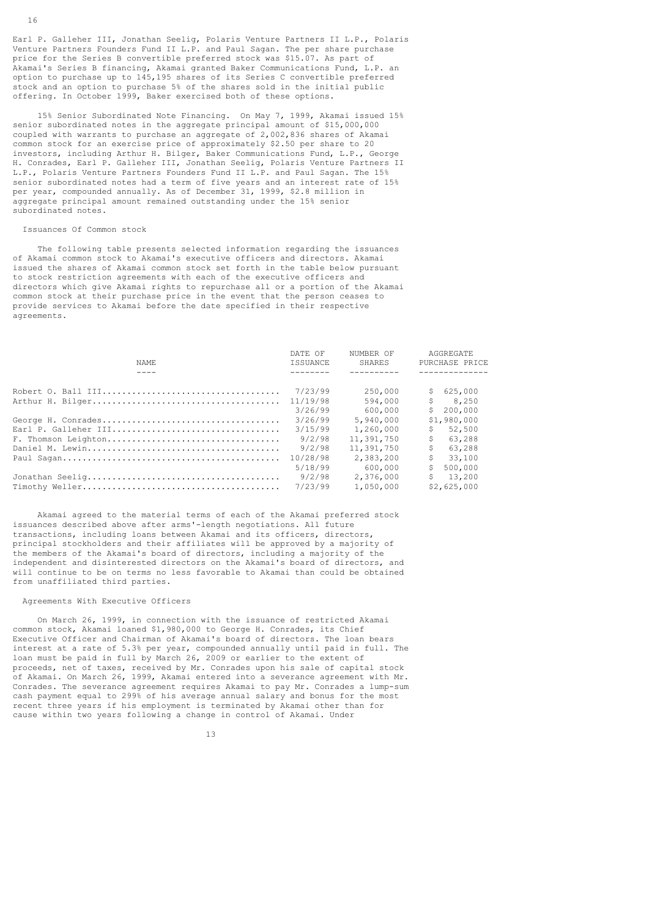Earl P. Galleher III, Jonathan Seelig, Polaris Venture Partners II L.P., Polaris Venture Partners Founders Fund II L.P. and Paul Sagan. The per share purchase price for the Series B convertible preferred stock was $15.07. As part of Akamai's Series B financing, Akamai granted Baker Communications Fund, L.P. an option to purchase up to 145,195 shares of its Series C convertible preferred stock and an option to purchase 5% of the shares sold in the initial public offering. In October 1999, Baker exercised both of these options.

15% Senior Subordinated Note Financing. On May 7, 1999, Akamai issued 15% senior subordinated notes in the aggregate principal amount of $15,000,000 coupled with warrants to purchase an aggregate of 2,002,836 shares of Akamai common stock for an exercise price of approximately $2.50 per share to 20 investors, including Arthur H. Bilger, Baker Communications Fund, L.P., George H. Conrades, Earl P. Galleher III, Jonathan Seelig, Polaris Venture Partners II L.P., Polaris Venture Partners Founders Fund II L.P. and Paul Sagan. The 15% senior subordinated notes had a term of five years and an interest rate of 15% per year, compounded annually. As of December 31, 1999, $2.8 million in aggregate principal amount remained outstanding under the 15% senior subordinated notes.

### Issuances Of Common stock

The following table presents selected information regarding the issuances of Akamai common stock to Akamai's executive officers and directors. Akamai issued the shares of Akamai common stock set forth in the table below pursuant to stock restriction agreements with each of the executive officers and directors which give Akamai rights to repurchase all or a portion of the Akamai common stock at their purchase price in the event that the person ceases to provide services to Akamai before the date specified in their respective agreements.

| NAME | DATE OF ISSUANCE | NUMBER OF SHARES | AGGREGATE PURCHASE PRICE |
|---|---|---|---|
| Robert O. Ball III | 7/23/99 | 250,000 | $ 625,000 |
| Arthur H. Bilger | 11/19/98 | 594,000 | $ 8,250 |
| | 3/26/99 | 600,000 | $ 200,000 |
| George H. Conrades | 3/26/99 | 5,940,000 | $1,980,000 |
| Earl P. Galleher III | 3/15/99 | 1,260,000 | $ 52,500 |
| F. Thomson Leighton | 9/2/98 | 11,391,750 | $ 63,288 |
| Daniel M. Lewin | 9/2/98 | 11,391,750 | $ 63,288 |
| Paul Sagan | 10/28/98 | 2,383,200 | $ 33,100 |
| | 5/18/99 | 600,000 | $ 500,000 |
| Jonathan Seelig | 9/2/98 | 2,376,000 | $ 13,200 |
| Timothy Weller | 7/23/99 | 1,050,000 | $2,625,000 |

Akamai agreed to the material terms of each of the Akamai preferred stock issuances described above after arms'-length negotiations. All future transactions, including loans between Akamai and its officers, directors, principal stockholders and their affiliates will be approved by a majority of the members of the Akamai's board of directors, including a majority of the independent and disinterested directors on the Akamai's board of directors, and will continue to be on terms no less favorable to Akamai than could be obtained from unaffiliated third parties.

### Agreements With Executive Officers

On March 26, 1999, in connection with the issuance of restricted Akamai common stock, Akamai loaned $1,980,000 to George H. Conrades, its Chief Executive Officer and Chairman of Akamai's board of directors. The loan bears interest at a rate of 5.3% per year, compounded annually until paid in full. The loan must be paid in full by March 26, 2009 or earlier to the extent of proceeds, net of taxes, received by Mr. Conrades upon his sale of capital stock of Akamai. On March 26, 1999, Akamai entered into a severance agreement with Mr. Conrades. The severance agreement requires Akamai to pay Mr. Conrades a lump-sum cash payment equal to 299% of his average annual salary and bonus for the most recent three years if his employment is terminated by Akamai other than for cause within two years following a change in control of Akamai. Under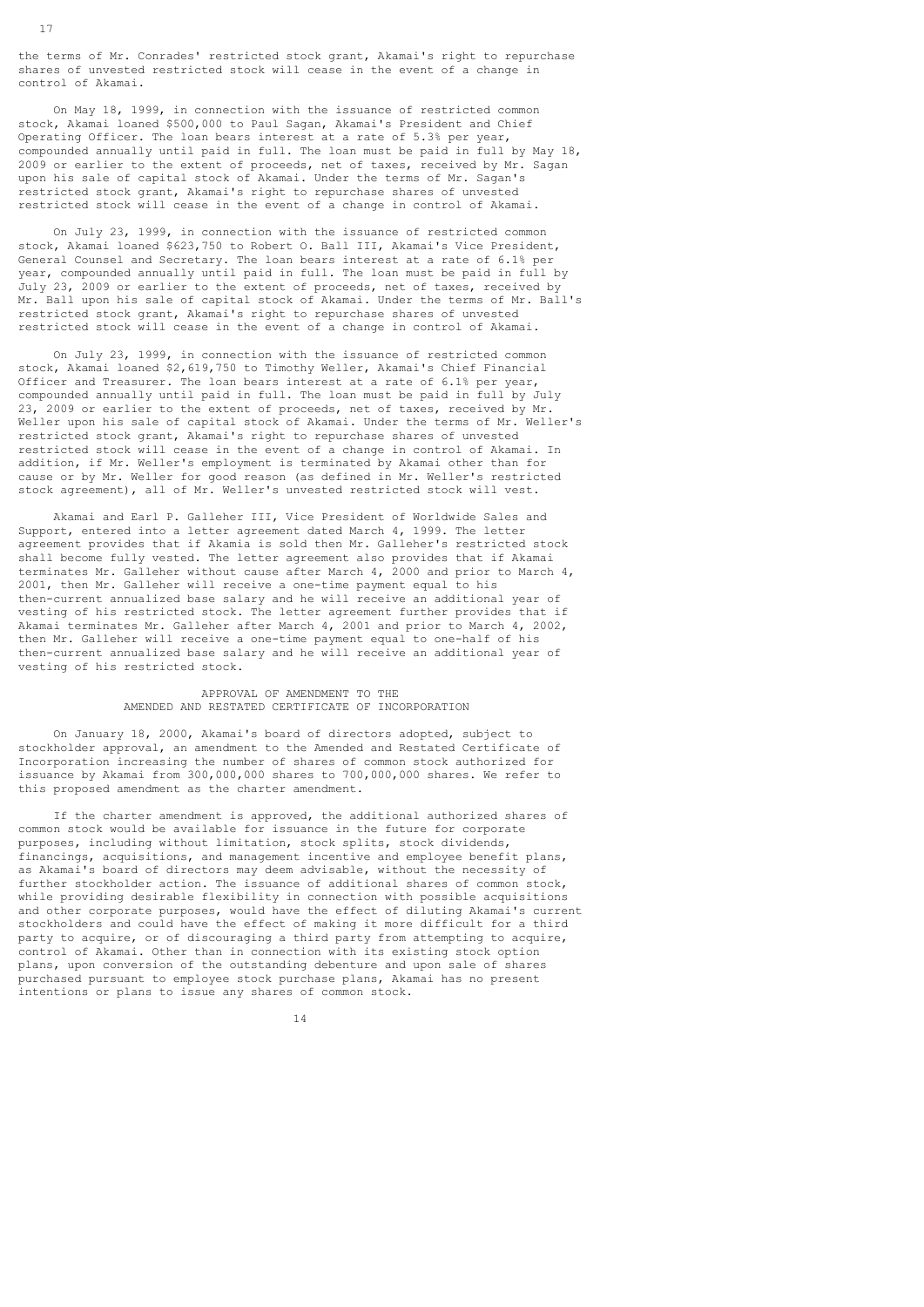the terms of Mr. Conrades' restricted stock grant, Akamai's right to repurchase shares of unvested restricted stock will cease in the event of a change in control of Akamai.

On May 18, 1999, in connection with the issuance of restricted common stock, Akamai loaned $500,000 to Paul Sagan, Akamai's President and Chief Operating Officer. The loan bears interest at a rate of 5.3% per year, compounded annually until paid in full. The loan must be paid in full by May 18, 2009 or earlier to the extent of proceeds, net of taxes, received by Mr. Sagan upon his sale of capital stock of Akamai. Under the terms of Mr. Sagan's restricted stock grant, Akamai's right to repurchase shares of unvested restricted stock will cease in the event of a change in control of Akamai.

On July 23, 1999, in connection with the issuance of restricted common stock, Akamai loaned $623,750 to Robert O. Ball III, Akamai's Vice President, General Counsel and Secretary. The loan bears interest at a rate of 6.1% per year, compounded annually until paid in full. The loan must be paid in full by July 23, 2009 or earlier to the extent of proceeds, net of taxes, received by Mr. Ball upon his sale of capital stock of Akamai. Under the terms of Mr. Ball's restricted stock grant, Akamai's right to repurchase shares of unvested restricted stock will cease in the event of a change in control of Akamai.

On July 23, 1999, in connection with the issuance of restricted common stock, Akamai loaned $2,619,750 to Timothy Weller, Akamai's Chief Financial Officer and Treasurer. The loan bears interest at a rate of 6.1% per year, compounded annually until paid in full. The loan must be paid in full by July 23, 2009 or earlier to the extent of proceeds, net of taxes, received by Mr. Weller upon his sale of capital stock of Akamai. Under the terms of Mr. Weller's restricted stock grant, Akamai's right to repurchase shares of unvested restricted stock will cease in the event of a change in control of Akamai. In addition, if Mr. Weller's employment is terminated by Akamai other than for cause or by Mr. Weller for good reason (as defined in Mr. Weller's restricted stock agreement), all of Mr. Weller's unvested restricted stock will vest.

Akamai and Earl P. Galleher III, Vice President of Worldwide Sales and Support, entered into a letter agreement dated March 4, 1999. The letter agreement provides that if Akamia is sold then Mr. Galleher's restricted stock shall become fully vested. The letter agreement also provides that if Akamai terminates Mr. Galleher without cause after March 4, 2000 and prior to March 4, 2001, then Mr. Galleher will receive a one-time payment equal to his then-current annualized base salary and he will receive an additional year of vesting of his restricted stock. The letter agreement further provides that if Akamai terminates Mr. Galleher after March 4, 2001 and prior to March 4, 2002, then Mr. Galleher will receive a one-time payment equal to one-half of his then-current annualized base salary and he will receive an additional year of vesting of his restricted stock.

## APPROVAL OF AMENDMENT TO THE AMENDED AND RESTATED CERTIFICATE OF INCORPORATION

On January 18, 2000, Akamai's board of directors adopted, subject to stockholder approval, an amendment to the Amended and Restated Certificate of Incorporation increasing the number of shares of common stock authorized for issuance by Akamai from 300,000,000 shares to 700,000,000 shares. We refer to this proposed amendment as the charter amendment.

If the charter amendment is approved, the additional authorized shares of common stock would be available for issuance in the future for corporate purposes, including without limitation, stock splits, stock dividends, financings, acquisitions, and management incentive and employee benefit plans, as Akamai's board of directors may deem advisable, without the necessity of further stockholder action. The issuance of additional shares of common stock, while providing desirable flexibility in connection with possible acquisitions and other corporate purposes, would have the effect of diluting Akamai's current stockholders and could have the effect of making it more difficult for a third party to acquire, or of discouraging a third party from attempting to acquire, control of Akamai. Other than in connection with its existing stock option plans, upon conversion of the outstanding debenture and upon sale of shares purchased pursuant to employee stock purchase plans, Akamai has no present intentions or plans to issue any shares of common stock.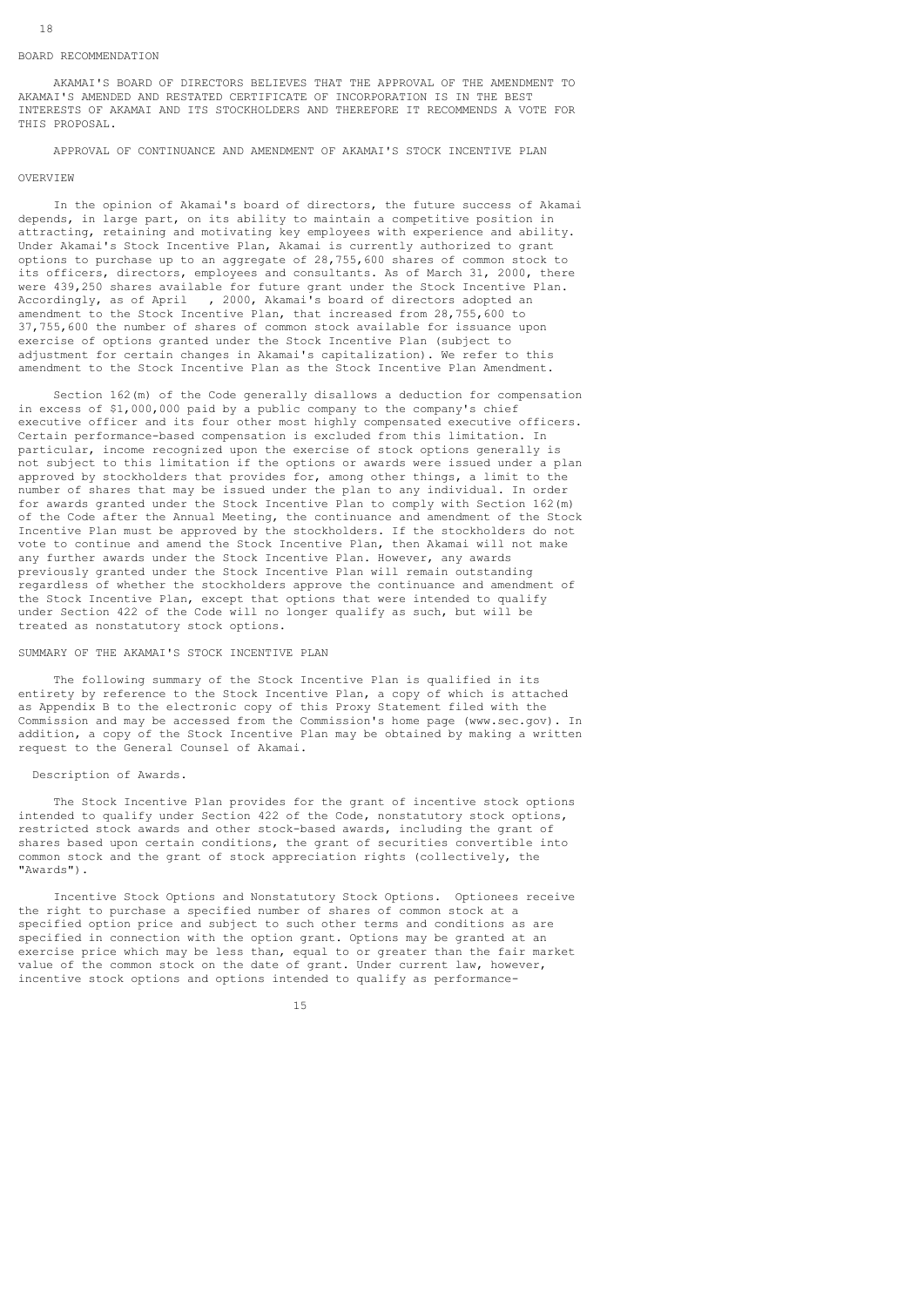### BOARD RECOMMENDATION

AKAMAI'S BOARD OF DIRECTORS BELIEVES THAT THE APPROVAL OF THE AMENDMENT TO AKAMAI'S AMENDED AND RESTATED CERTIFICATE OF INCORPORATION IS IN THE BEST INTERESTS OF AKAMAI AND ITS STOCKHOLDERS AND THEREFORE IT RECOMMENDS A VOTE FOR THIS PROPOSAL.

## APPROVAL OF CONTINUANCE AND AMENDMENT OF AKAMAI'S STOCK INCENTIVE PLAN

### OVERVIEW

In the opinion of Akamai's board of directors, the future success of Akamai depends, in large part, on its ability to maintain a competitive position in attracting, retaining and motivating key employees with experience and ability. Under Akamai's Stock Incentive Plan, Akamai is currently authorized to grant options to purchase up to an aggregate of 28,755,600 shares of common stock to its officers, directors, employees and consultants. As of March 31, 2000, there were 439,250 shares available for future grant under the Stock Incentive Plan. Accordingly, as of April , 2000, Akamai's board of directors adopted an amendment to the Stock Incentive Plan, that increased from 28,755,600 to 37,755,600 the number of shares of common stock available for issuance upon exercise of options granted under the Stock Incentive Plan (subject to adjustment for certain changes in Akamai's capitalization). We refer to this amendment to the Stock Incentive Plan as the Stock Incentive Plan Amendment.

Section 162(m) of the Code generally disallows a deduction for compensation in excess of $1,000,000 paid by a public company to the company's chief executive officer and its four other most highly compensated executive officers. Certain performance-based compensation is excluded from this limitation. In particular, income recognized upon the exercise of stock options generally is not subject to this limitation if the options or awards were issued under a plan approved by stockholders that provides for, among other things, a limit to the number of shares that may be issued under the plan to any individual. In order for awards granted under the Stock Incentive Plan to comply with Section 162(m) of the Code after the Annual Meeting, the continuance and amendment of the Stock Incentive Plan must be approved by the stockholders. If the stockholders do not vote to continue and amend the Stock Incentive Plan, then Akamai will not make any further awards under the Stock Incentive Plan. However, any awards previously granted under the Stock Incentive Plan will remain outstanding regardless of whether the stockholders approve the continuance and amendment of the Stock Incentive Plan, except that options that were intended to qualify under Section 422 of the Code will no longer qualify as such, but will be treated as nonstatutory stock options.

### SUMMARY OF THE AKAMAI'S STOCK INCENTIVE PLAN

The following summary of the Stock Incentive Plan is qualified in its entirety by reference to the Stock Incentive Plan, a copy of which is attached as Appendix B to the electronic copy of this Proxy Statement filed with the Commission and may be accessed from the Commission's home page (www.sec.gov). In addition, a copy of the Stock Incentive Plan may be obtained by making a written request to the General Counsel of Akamai.

#### Description of Awards.

The Stock Incentive Plan provides for the grant of incentive stock options intended to qualify under Section 422 of the Code, nonstatutory stock options, restricted stock awards and other stock-based awards, including the grant of shares based upon certain conditions, the grant of securities convertible into common stock and the grant of stock appreciation rights (collectively, the "Awards").

Incentive Stock Options and Nonstatutory Stock Options. Optionees receive the right to purchase a specified number of shares of common stock at a specified option price and subject to such other terms and conditions as are specified in connection with the option grant. Options may be granted at an exercise price which may be less than, equal to or greater than the fair market value of the common stock on the date of grant. Under current law, however, incentive stock options and options intended to qualify as performance-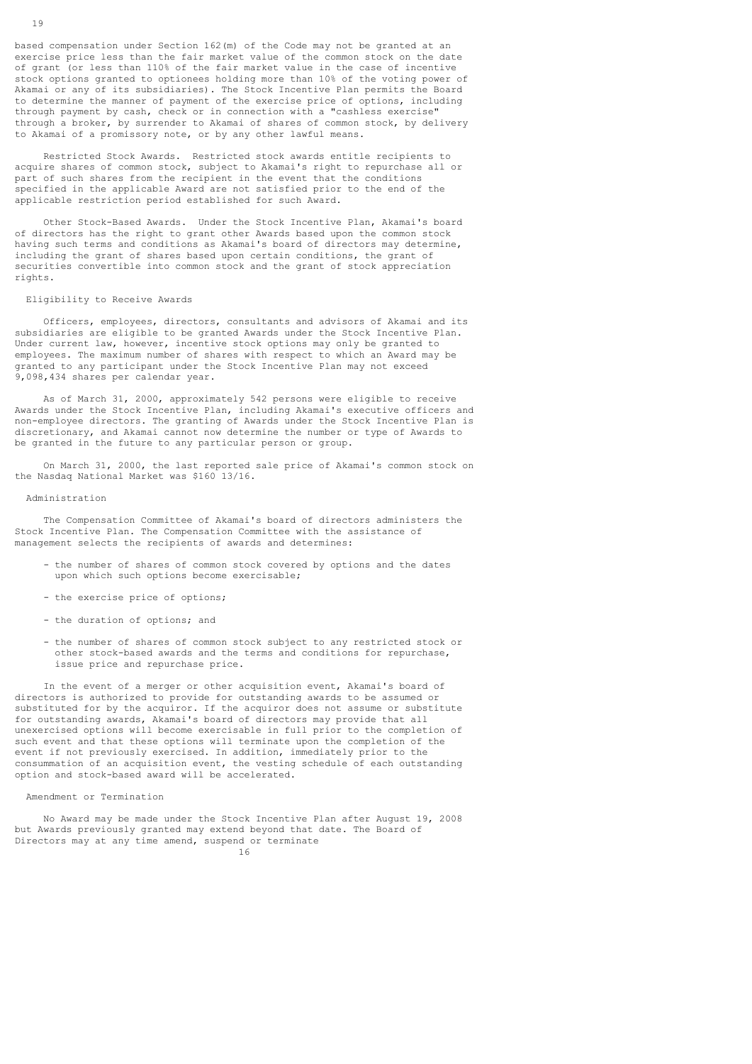based compensation under Section 162(m) of the Code may not be granted at an exercise price less than the fair market value of the common stock on the date of grant (or less than 110% of the fair market value in the case of incentive stock options granted to optionees holding more than 10% of the voting power of Akamai or any of its subsidiaries). The Stock Incentive Plan permits the Board to determine the manner of payment of the exercise price of options, including through payment by cash, check or in connection with a "cashless exercise" through a broker, by surrender to Akamai of shares of common stock, by delivery to Akamai of a promissory note, or by any other lawful means.

Restricted Stock Awards. Restricted stock awards entitle recipients to acquire shares of common stock, subject to Akamai's right to repurchase all or part of such shares from the recipient in the event that the conditions specified in the applicable Award are not satisfied prior to the end of the applicable restriction period established for such Award.

Other Stock-Based Awards. Under the Stock Incentive Plan, Akamai's board of directors has the right to grant other Awards based upon the common stock having such terms and conditions as Akamai's board of directors may determine, including the grant of shares based upon certain conditions, the grant of securities convertible into common stock and the grant of stock appreciation rights.

### Eligibility to Receive Awards

Officers, employees, directors, consultants and advisors of Akamai and its subsidiaries are eligible to be granted Awards under the Stock Incentive Plan. Under current law, however, incentive stock options may only be granted to employees. The maximum number of shares with respect to which an Award may be granted to any participant under the Stock Incentive Plan may not exceed 9,098,434 shares per calendar year.

As of March 31, 2000, approximately 542 persons were eligible to receive Awards under the Stock Incentive Plan, including Akamai's executive officers and non-employee directors. The granting of Awards under the Stock Incentive Plan is discretionary, and Akamai cannot now determine the number or type of Awards to be granted in the future to any particular person or group.

On March 31, 2000, the last reported sale price of Akamai's common stock on the Nasdaq National Market was $160 13/16.

### Administration

The Compensation Committee of Akamai's board of directors administers the Stock Incentive Plan. The Compensation Committee with the assistance of management selects the recipients of awards and determines:

- the number of shares of common stock covered by options and the dates upon which such options become exercisable;
- the exercise price of options;
- the duration of options; and
- the number of shares of common stock subject to any restricted stock or other stock-based awards and the terms and conditions for repurchase, issue price and repurchase price.

In the event of a merger or other acquisition event, Akamai's board of directors is authorized to provide for outstanding awards to be assumed or substituted for by the acquiror. If the acquiror does not assume or substitute for outstanding awards, Akamai's board of directors may provide that all unexercised options will become exercisable in full prior to the completion of such event and that these options will terminate upon the completion of the event if not previously exercised. In addition, immediately prior to the consummation of an acquisition event, the vesting schedule of each outstanding option and stock-based award will be accelerated.

### Amendment or Termination

No Award may be made under the Stock Incentive Plan after August 19, 2008 but Awards previously granted may extend beyond that date. The Board of Directors may at any time amend, suspend or terminate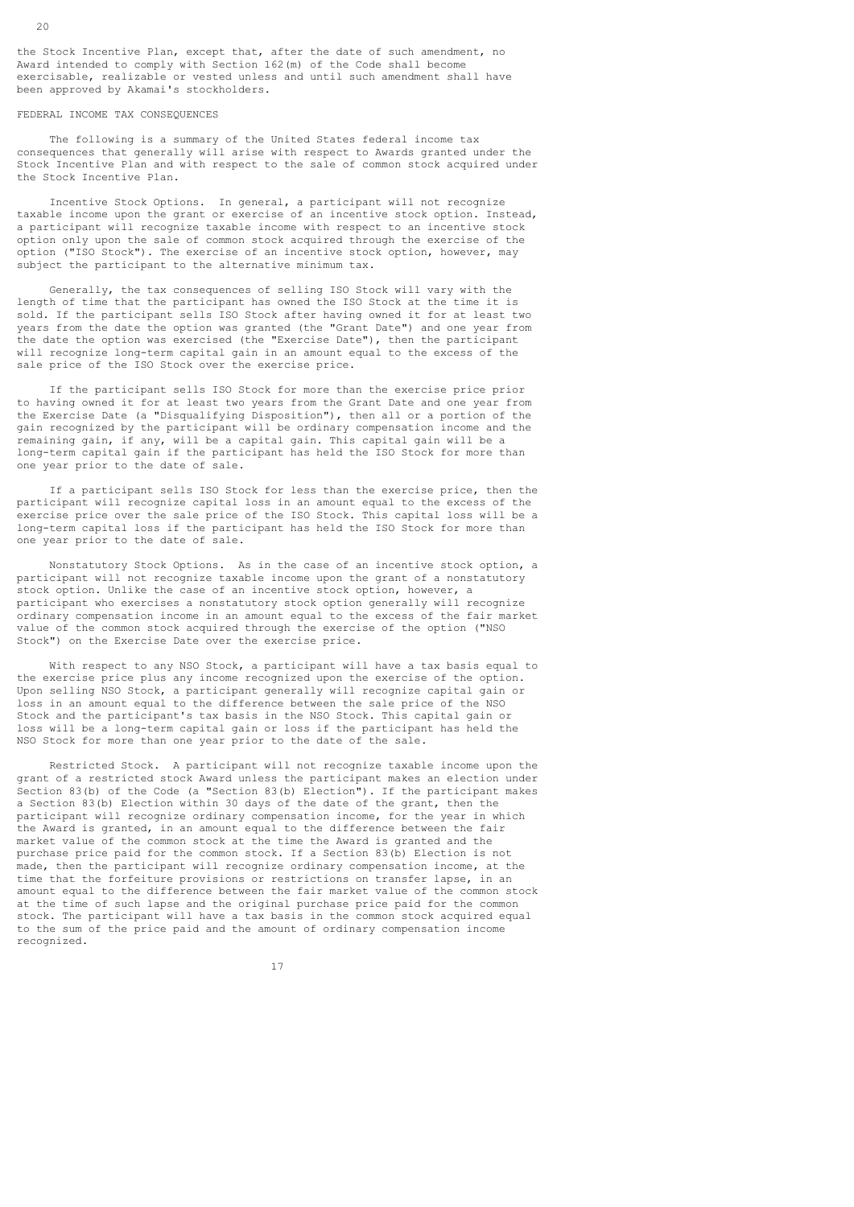the Stock Incentive Plan, except that, after the date of such amendment, no Award intended to comply with Section 162(m) of the Code shall become exercisable, realizable or vested unless and until such amendment shall have been approved by Akamai's stockholders.

## FEDERAL INCOME TAX CONSEQUENCES

The following is a summary of the United States federal income tax consequences that generally will arise with respect to Awards granted under the Stock Incentive Plan and with respect to the sale of common stock acquired under the Stock Incentive Plan.

Incentive Stock Options. In general, a participant will not recognize taxable income upon the grant or exercise of an incentive stock option. Instead, a participant will recognize taxable income with respect to an incentive stock option only upon the sale of common stock acquired through the exercise of the option ("ISO Stock"). The exercise of an incentive stock option, however, may subject the participant to the alternative minimum tax.

Generally, the tax consequences of selling ISO Stock will vary with the length of time that the participant has owned the ISO Stock at the time it is sold. If the participant sells ISO Stock after having owned it for at least two years from the date the option was granted (the "Grant Date") and one year from the date the option was exercised (the "Exercise Date"), then the participant will recognize long-term capital gain in an amount equal to the excess of the sale price of the ISO Stock over the exercise price.

If the participant sells ISO Stock for more than the exercise price prior to having owned it for at least two years from the Grant Date and one year from the Exercise Date (a "Disqualifying Disposition"), then all or a portion of the gain recognized by the participant will be ordinary compensation income and the remaining gain, if any, will be a capital gain. This capital gain will be a long-term capital gain if the participant has held the ISO Stock for more than one year prior to the date of sale.

If a participant sells ISO Stock for less than the exercise price, then the participant will recognize capital loss in an amount equal to the excess of the exercise price over the sale price of the ISO Stock. This capital loss will be a long-term capital loss if the participant has held the ISO Stock for more than one year prior to the date of sale.

Nonstatutory Stock Options. As in the case of an incentive stock option, a participant will not recognize taxable income upon the grant of a nonstatutory stock option. Unlike the case of an incentive stock option, however, a participant who exercises a nonstatutory stock option generally will recognize ordinary compensation income in an amount equal to the excess of the fair market value of the common stock acquired through the exercise of the option ("NSO Stock") on the Exercise Date over the exercise price.

With respect to any NSO Stock, a participant will have a tax basis equal to the exercise price plus any income recognized upon the exercise of the option. Upon selling NSO Stock, a participant generally will recognize capital gain or loss in an amount equal to the difference between the sale price of the NSO Stock and the participant's tax basis in the NSO Stock. This capital gain or loss will be a long-term capital gain or loss if the participant has held the NSO Stock for more than one year prior to the date of the sale.

Restricted Stock. A participant will not recognize taxable income upon the grant of a restricted stock Award unless the participant makes an election under Section 83(b) of the Code (a "Section 83(b) Election"). If the participant makes a Section 83(b) Election within 30 days of the date of the grant, then the participant will recognize ordinary compensation income, for the year in which the Award is granted, in an amount equal to the difference between the fair market value of the common stock at the time the Award is granted and the purchase price paid for the common stock. If a Section 83(b) Election is not made, then the participant will recognize ordinary compensation income, at the time that the forfeiture provisions or restrictions on transfer lapse, in an amount equal to the difference between the fair market value of the common stock at the time of such lapse and the original purchase price paid for the common stock. The participant will have a tax basis in the common stock acquired equal to the sum of the price paid and the amount of ordinary compensation income recognized.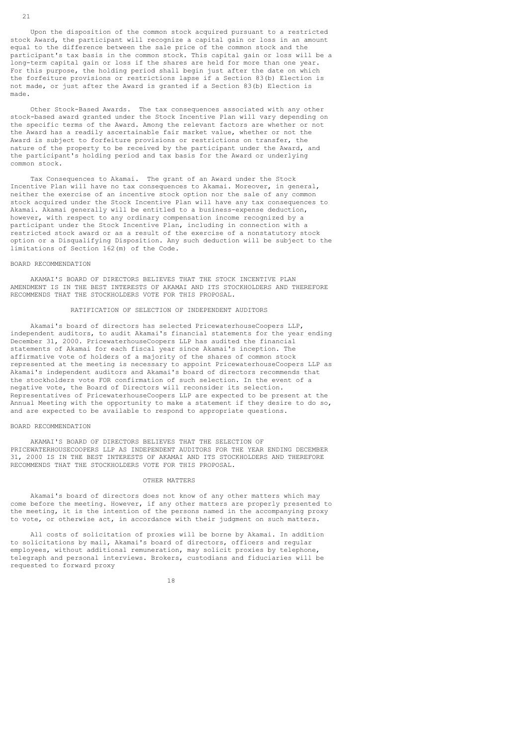Upon the disposition of the common stock acquired pursuant to a restricted stock Award, the participant will recognize a capital gain or loss in an amount equal to the difference between the sale price of the common stock and the participant's tax basis in the common stock. This capital gain or loss will be a long-term capital gain or loss if the shares are held for more than one year. For this purpose, the holding period shall begin just after the date on which the forfeiture provisions or restrictions lapse if a Section 83(b) Election is not made, or just after the Award is granted if a Section 83(b) Election is made.

Other Stock-Based Awards. The tax consequences associated with any other stock-based award granted under the Stock Incentive Plan will vary depending on the specific terms of the Award. Among the relevant factors are whether or not the Award has a readily ascertainable fair market value, whether or not the Award is subject to forfeiture provisions or restrictions on transfer, the nature of the property to be received by the participant under the Award, and the participant's holding period and tax basis for the Award or underlying common stock.

Tax Consequences to Akamai. The grant of an Award under the Stock Incentive Plan will have no tax consequences to Akamai. Moreover, in general, neither the exercise of an incentive stock option nor the sale of any common stock acquired under the Stock Incentive Plan will have any tax consequences to Akamai. Akamai generally will be entitled to a business-expense deduction, however, with respect to any ordinary compensation income recognized by a participant under the Stock Incentive Plan, including in connection with a restricted stock award or as a result of the exercise of a nonstatutory stock option or a Disqualifying Disposition. Any such deduction will be subject to the limitations of Section 162(m) of the Code.

### BOARD RECOMMENDATION

AKAMAI'S BOARD OF DIRECTORS BELIEVES THAT THE STOCK INCENTIVE PLAN AMENDMENT IS IN THE BEST INTERESTS OF AKAMAI AND ITS STOCKHOLDERS AND THEREFORE RECOMMENDS THAT THE STOCKHOLDERS VOTE FOR THIS PROPOSAL.

## RATIFICATION OF SELECTION OF INDEPENDENT AUDITORS

Akamai's board of directors has selected PricewaterhouseCoopers LLP, independent auditors, to audit Akamai's financial statements for the year ending December 31, 2000. PricewaterhouseCoopers LLP has audited the financial statements of Akamai for each fiscal year since Akamai's inception. The affirmative vote of holders of a majority of the shares of common stock represented at the meeting is necessary to appoint PricewaterhouseCoopers LLP as Akamai's independent auditors and Akamai's board of directors recommends that the stockholders vote FOR confirmation of such selection. In the event of a negative vote, the Board of Directors will reconsider its selection. Representatives of PricewaterhouseCoopers LLP are expected to be present at the Annual Meeting with the opportunity to make a statement if they desire to do so, and are expected to be available to respond to appropriate questions.

### BOARD RECOMMENDATION

AKAMAI'S BOARD OF DIRECTORS BELIEVES THAT THE SELECTION OF PRICEWATERHOUSECOOPERS LLP AS INDEPENDENT AUDITORS FOR THE YEAR ENDING DECEMBER 31, 2000 IS IN THE BEST INTERESTS OF AKAMAI AND ITS STOCKHOLDERS AND THEREFORE RECOMMENDS THAT THE STOCKHOLDERS VOTE FOR THIS PROPOSAL.

## OTHER MATTERS

Akamai's board of directors does not know of any other matters which may come before the meeting. However, if any other matters are properly presented to the meeting, it is the intention of the persons named in the accompanying proxy to vote, or otherwise act, in accordance with their judgment on such matters.

All costs of solicitation of proxies will be borne by Akamai. In addition to solicitations by mail, Akamai's board of directors, officers and regular employees, without additional remuneration, may solicit proxies by telephone, telegraph and personal interviews. Brokers, custodians and fiduciaries will be requested to forward proxy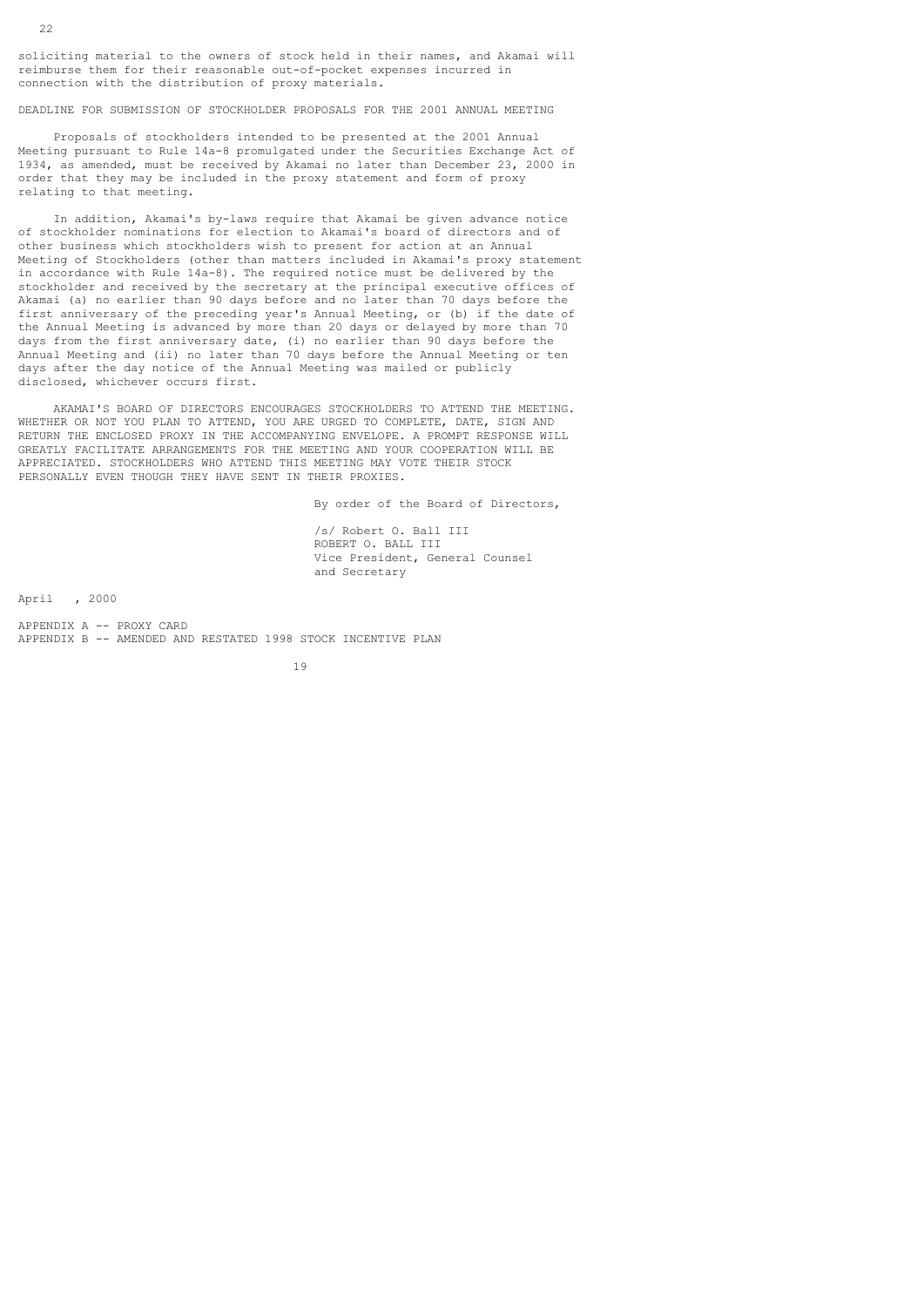soliciting material to the owners of stock held in their names, and Akamai will reimburse them for their reasonable out-of-pocket expenses incurred in connection with the distribution of proxy materials.

## DEADLINE FOR SUBMISSION OF STOCKHOLDER PROPOSALS FOR THE 2001 ANNUAL MEETING

Proposals of stockholders intended to be presented at the 2001 Annual Meeting pursuant to Rule 14a-8 promulgated under the Securities Exchange Act of 1934, as amended, must be received by Akamai no later than December 23, 2000 in order that they may be included in the proxy statement and form of proxy relating to that meeting.

In addition, Akamai's by-laws require that Akamai be given advance notice of stockholder nominations for election to Akamai's board of directors and of other business which stockholders wish to present for action at an Annual Meeting of Stockholders (other than matters included in Akamai's proxy statement in accordance with Rule 14a-8). The required notice must be delivered by the stockholder and received by the secretary at the principal executive offices of Akamai (a) no earlier than 90 days before and no later than 70 days before the first anniversary of the preceding year's Annual Meeting, or (b) if the date of the Annual Meeting is advanced by more than 20 days or delayed by more than 70 days from the first anniversary date, (i) no earlier than 90 days before the Annual Meeting and (ii) no later than 70 days before the Annual Meeting or ten days after the day notice of the Annual Meeting was mailed or publicly disclosed, whichever occurs first.

AKAMAI'S BOARD OF DIRECTORS ENCOURAGES STOCKHOLDERS TO ATTEND THE MEETING. WHETHER OR NOT YOU PLAN TO ATTEND, YOU ARE URGED TO COMPLETE, DATE, SIGN AND RETURN THE ENCLOSED PROXY IN THE ACCOMPANYING ENVELOPE. A PROMPT RESPONSE WILL GREATLY FACILITATE ARRANGEMENTS FOR THE MEETING AND YOUR COOPERATION WILL BE APPRECIATED. STOCKHOLDERS WHO ATTEND THIS MEETING MAY VOTE THEIR STOCK PERSONALLY EVEN THOUGH THEY HAVE SENT IN THEIR PROXIES.

By order of the Board of Directors,

/s/ Robert O. Ball III
ROBERT O. BALL III
Vice President, General Counsel
and Secretary

April , 2000

APPENDIX A -- PROXY CARD
APPENDIX B -- AMENDED AND RESTATED 1998 STOCK INCENTIVE PLAN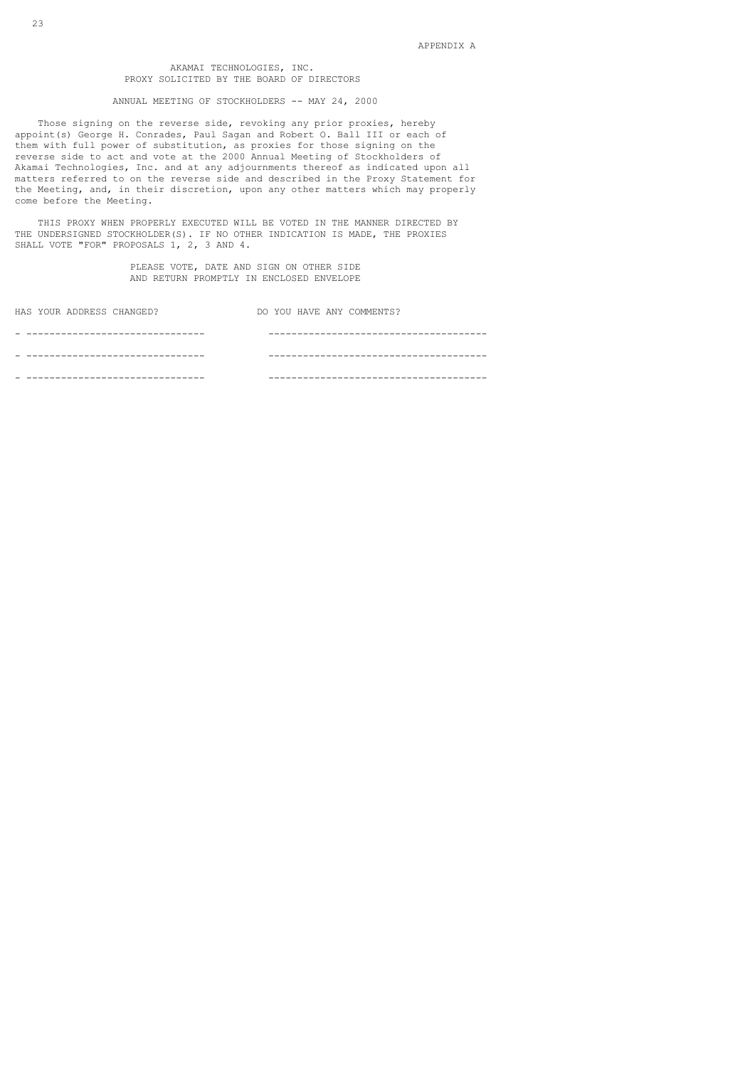APPENDIX A

AKAMAI TECHNOLOGIES, INC.
PROXY SOLICITED BY THE BOARD OF DIRECTORS

ANNUAL MEETING OF STOCKHOLDERS -- MAY 24, 2000

Those signing on the reverse side, revoking any prior proxies, hereby appoint(s) George H. Conrades, Paul Sagan and Robert O. Ball III or each of them with full power of substitution, as proxies for those signing on the reverse side to act and vote at the 2000 Annual Meeting of Stockholders of Akamai Technologies, Inc. and at any adjournments thereof as indicated upon all matters referred to on the reverse side and described in the Proxy Statement for the Meeting, and, in their discretion, upon any other matters which may properly come before the Meeting.

THIS PROXY WHEN PROPERLY EXECUTED WILL BE VOTED IN THE MANNER DIRECTED BY THE UNDERSIGNED STOCKHOLDER(S). IF NO OTHER INDICATION IS MADE, THE PROXIES SHALL VOTE "FOR" PROPOSALS 1, 2, 3 AND 4.

PLEASE VOTE, DATE AND SIGN ON OTHER SIDE
AND RETURN PROMPTLY IN ENCLOSED ENVELOPE

| HAS YOUR ADDRESS CHANGED? | DO YOU HAVE ANY COMMENTS? |
|---|---|
| ______________________________ | _____________________________________ |
| ______________________________ | _____________________________________ |
| ______________________________ | _____________________________________ |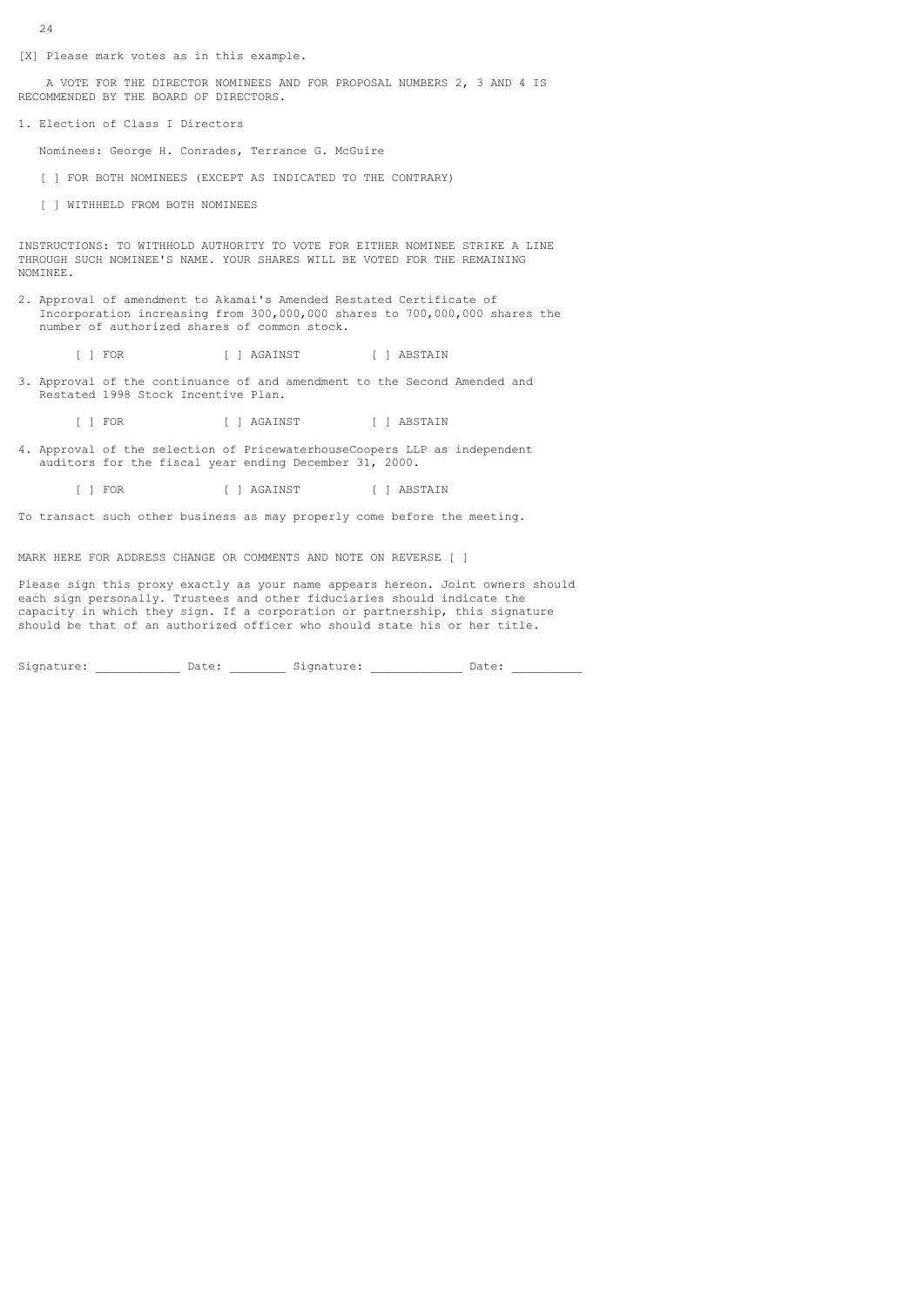[X] Please mark votes as in this example.

A VOTE FOR THE DIRECTOR NOMINEES AND FOR PROPOSAL NUMBERS 2, 3 AND 4 IS RECOMMENDED BY THE BOARD OF DIRECTORS.

1. Election of Class I Directors

   Nominees: George H. Conrades, Terrance G. McGuire

   [ ] FOR BOTH NOMINEES (EXCEPT AS INDICATED TO THE CONTRARY)

   [ ] WITHHELD FROM BOTH NOMINEES

INSTRUCTIONS: TO WITHHOLD AUTHORITY TO VOTE FOR EITHER NOMINEE STRIKE A LINE THROUGH SUCH NOMINEE'S NAME. YOUR SHARES WILL BE VOTED FOR THE REMAINING NOMINEE.

2. Approval of amendment to Akamai's Amended Restated Certificate of Incorporation increasing from 300,000,000 shares to 700,000,000 shares the number of authorized shares of common stock.

   [ ] FOR [ ] AGAINST [ ] ABSTAIN

3. Approval of the continuance of and amendment to the Second Amended and Restated 1998 Stock Incentive Plan.

   [ ] FOR [ ] AGAINST [ ] ABSTAIN

4. Approval of the selection of PricewaterhouseCoopers LLP as independent auditors for the fiscal year ending December 31, 2000.

   [ ] FOR [ ] AGAINST [ ] ABSTAIN

To transact such other business as may properly come before the meeting.

MARK HERE FOR ADDRESS CHANGE OR COMMENTS AND NOTE ON REVERSE [ ]

Please sign this proxy exactly as your name appears hereon. Joint owners should each sign personally. Trustees and other fiduciaries should indicate the capacity in which they sign. If a corporation or partnership, this signature should be that of an authorized officer who should state his or her title.

Signature: ___________ Date: ________ Signature: ____________ Date: _________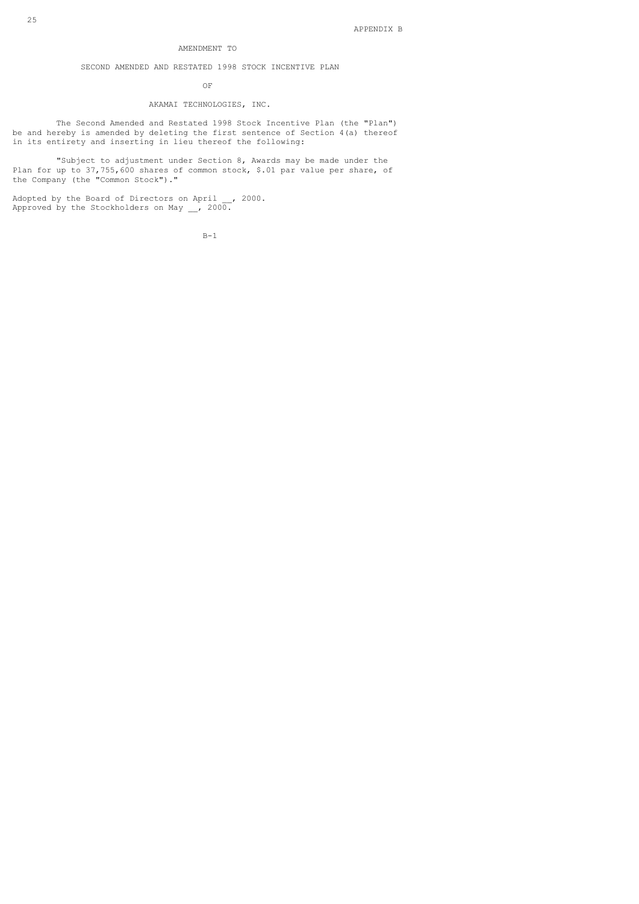APPENDIX B

# AMENDMENT TO

# SECOND AMENDED AND RESTATED 1998 STOCK INCENTIVE PLAN

# OF

# AKAMAI TECHNOLOGIES, INC.

The Second Amended and Restated 1998 Stock Incentive Plan (the "Plan") be and hereby is amended by deleting the first sentence of Section 4(a) thereof in its entirety and inserting in lieu thereof the following:

"Subject to adjustment under Section 8, Awards may be made under the Plan for up to 37,755,600 shares of common stock, $.01 par value per share, of the Company (the "Common Stock")."

Adopted by the Board of Directors on April __, 2000.
Approved by the Stockholders on May __, 2000.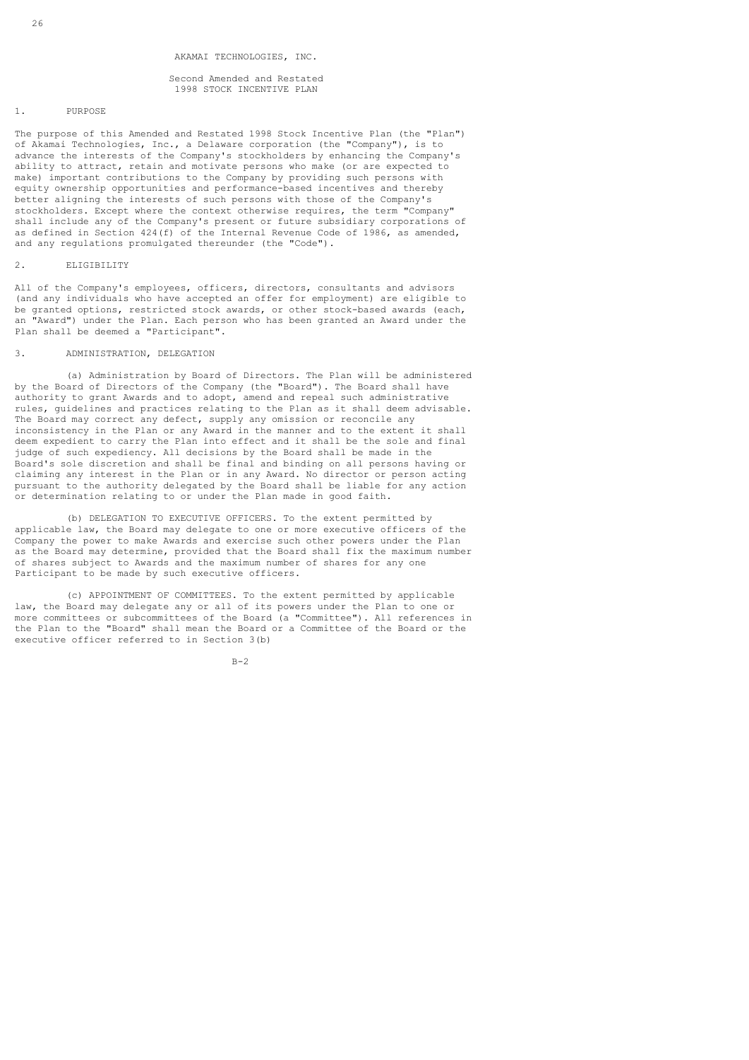AKAMAI TECHNOLOGIES, INC.

Second Amended and Restated
1998 STOCK INCENTIVE PLAN

## 1. PURPOSE

The purpose of this Amended and Restated 1998 Stock Incentive Plan (the "Plan") of Akamai Technologies, Inc., a Delaware corporation (the "Company"), is to advance the interests of the Company's stockholders by enhancing the Company's ability to attract, retain and motivate persons who make (or are expected to make) important contributions to the Company by providing such persons with equity ownership opportunities and performance-based incentives and thereby better aligning the interests of such persons with those of the Company's stockholders. Except where the context otherwise requires, the term "Company" shall include any of the Company's present or future subsidiary corporations of as defined in Section 424(f) of the Internal Revenue Code of 1986, as amended, and any regulations promulgated thereunder (the "Code").

## 2. ELIGIBILITY

All of the Company's employees, officers, directors, consultants and advisors (and any individuals who have accepted an offer for employment) are eligible to be granted options, restricted stock awards, or other stock-based awards (each, an "Award") under the Plan. Each person who has been granted an Award under the Plan shall be deemed a "Participant".

## 3. ADMINISTRATION, DELEGATION

(a) Administration by Board of Directors. The Plan will be administered by the Board of Directors of the Company (the "Board"). The Board shall have authority to grant Awards and to adopt, amend and repeal such administrative rules, guidelines and practices relating to the Plan as it shall deem advisable. The Board may correct any defect, supply any omission or reconcile any inconsistency in the Plan or any Award in the manner and to the extent it shall deem expedient to carry the Plan into effect and it shall be the sole and final judge of such expediency. All decisions by the Board shall be made in the Board's sole discretion and shall be final and binding on all persons having or claiming any interest in the Plan or in any Award. No director or person acting pursuant to the authority delegated by the Board shall be liable for any action or determination relating to or under the Plan made in good faith.

(b) DELEGATION TO EXECUTIVE OFFICERS. To the extent permitted by applicable law, the Board may delegate to one or more executive officers of the Company the power to make Awards and exercise such other powers under the Plan as the Board may determine, provided that the Board shall fix the maximum number of shares subject to Awards and the maximum number of shares for any one Participant to be made by such executive officers.

(c) APPOINTMENT OF COMMITTEES. To the extent permitted by applicable law, the Board may delegate any or all of its powers under the Plan to one or more committees or subcommittees of the Board (a "Committee"). All references in the Plan to the "Board" shall mean the Board or a Committee of the Board or the executive officer referred to in Section 3(b)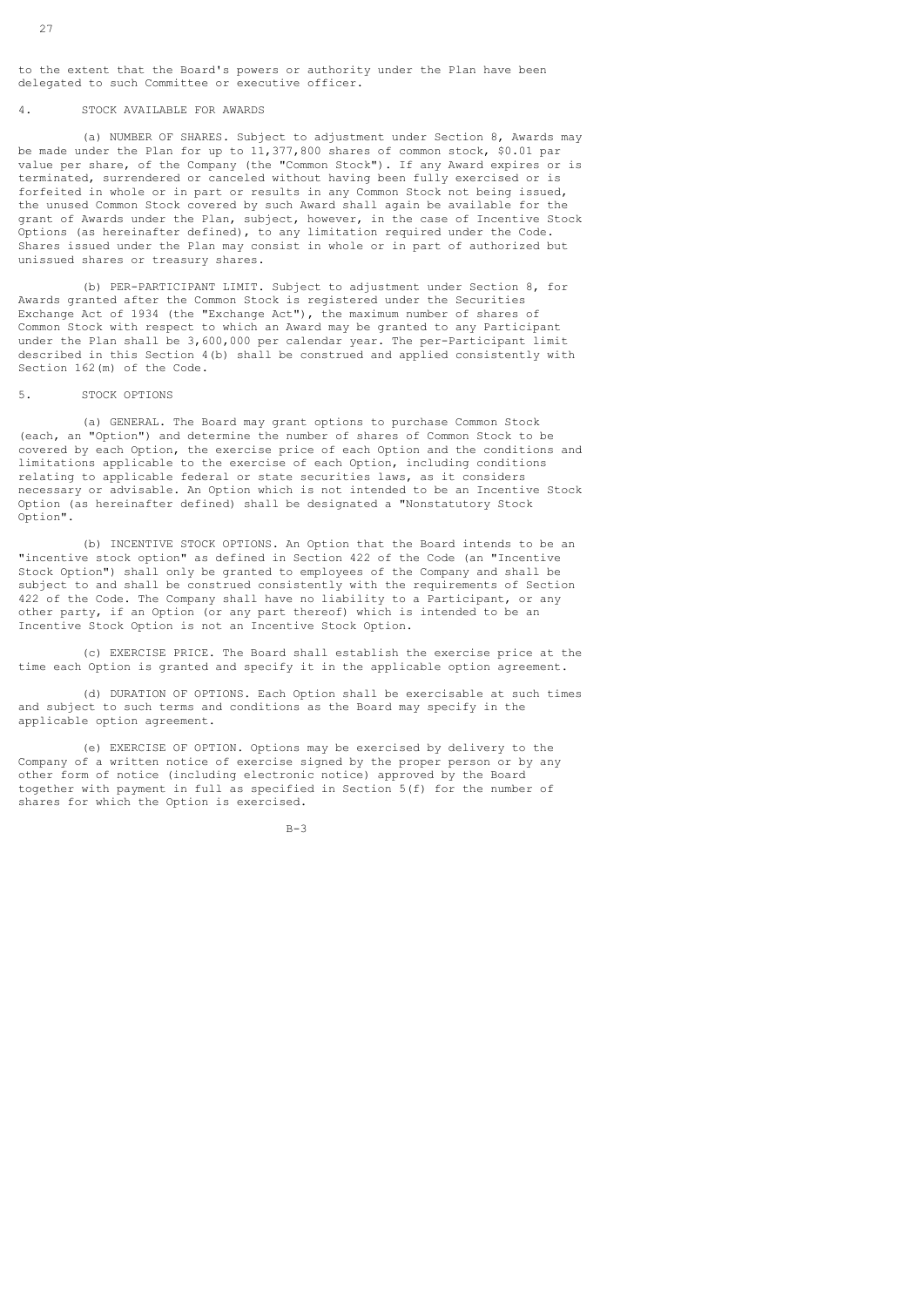to the extent that the Board's powers or authority under the Plan have been delegated to such Committee or executive officer.

## 4. STOCK AVAILABLE FOR AWARDS

(a) NUMBER OF SHARES. Subject to adjustment under Section 8, Awards may be made under the Plan for up to 11,377,800 shares of common stock, $0.01 par value per share, of the Company (the "Common Stock"). If any Award expires or is terminated, surrendered or canceled without having been fully exercised or is forfeited in whole or in part or results in any Common Stock not being issued, the unused Common Stock covered by such Award shall again be available for the grant of Awards under the Plan, subject, however, in the case of Incentive Stock Options (as hereinafter defined), to any limitation required under the Code. Shares issued under the Plan may consist in whole or in part of authorized but unissued shares or treasury shares.

(b) PER-PARTICIPANT LIMIT. Subject to adjustment under Section 8, for Awards granted after the Common Stock is registered under the Securities Exchange Act of 1934 (the "Exchange Act"), the maximum number of shares of Common Stock with respect to which an Award may be granted to any Participant under the Plan shall be 3,600,000 per calendar year. The per-Participant limit described in this Section 4(b) shall be construed and applied consistently with Section 162(m) of the Code.

## 5. STOCK OPTIONS

(a) GENERAL. The Board may grant options to purchase Common Stock (each, an "Option") and determine the number of shares of Common Stock to be covered by each Option, the exercise price of each Option and the conditions and limitations applicable to the exercise of each Option, including conditions relating to applicable federal or state securities laws, as it considers necessary or advisable. An Option which is not intended to be an Incentive Stock Option (as hereinafter defined) shall be designated a "Nonstatutory Stock Option".

(b) INCENTIVE STOCK OPTIONS. An Option that the Board intends to be an "incentive stock option" as defined in Section 422 of the Code (an "Incentive Stock Option") shall only be granted to employees of the Company and shall be subject to and shall be construed consistently with the requirements of Section 422 of the Code. The Company shall have no liability to a Participant, or any other party, if an Option (or any part thereof) which is intended to be an Incentive Stock Option is not an Incentive Stock Option.

(c) EXERCISE PRICE. The Board shall establish the exercise price at the time each Option is granted and specify it in the applicable option agreement.

(d) DURATION OF OPTIONS. Each Option shall be exercisable at such times and subject to such terms and conditions as the Board may specify in the applicable option agreement.

(e) EXERCISE OF OPTION. Options may be exercised by delivery to the Company of a written notice of exercise signed by the proper person or by any other form of notice (including electronic notice) approved by the Board together with payment in full as specified in Section 5(f) for the number of shares for which the Option is exercised.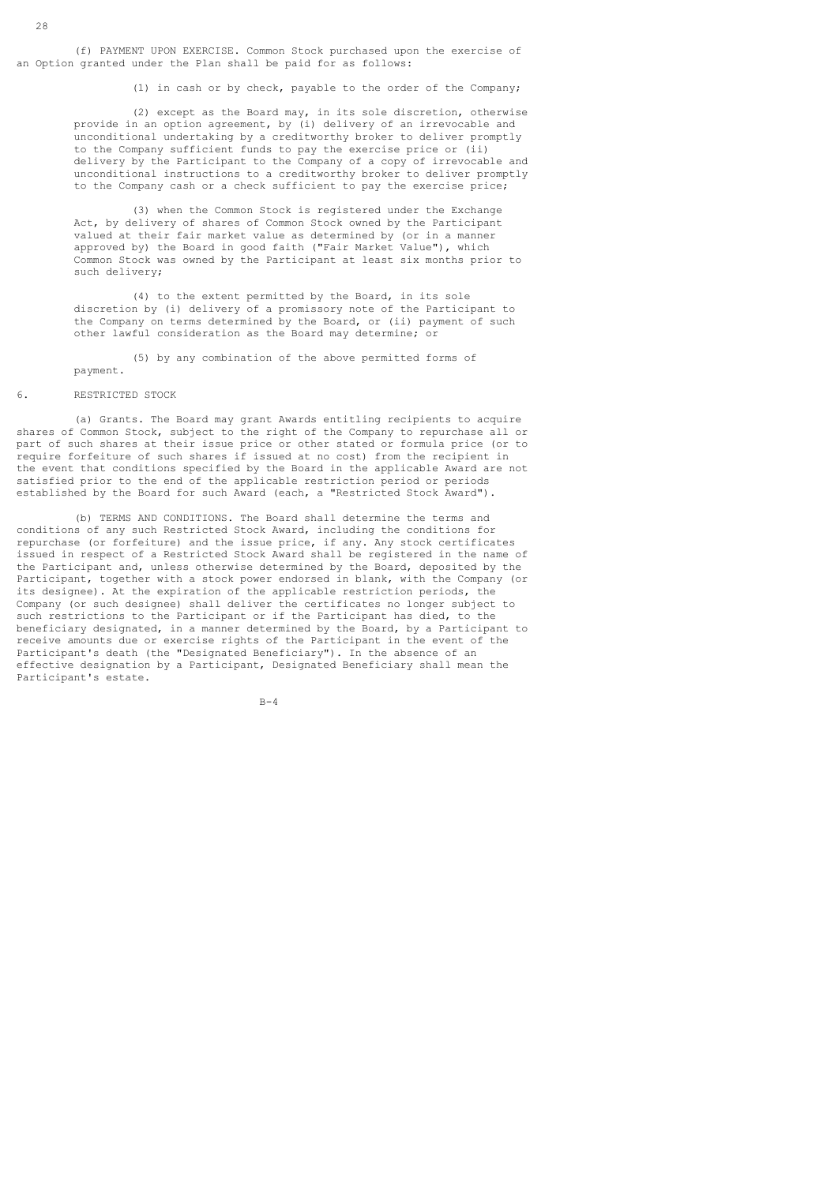(f) PAYMENT UPON EXERCISE. Common Stock purchased upon the exercise of an Option granted under the Plan shall be paid for as follows:

(1) in cash or by check, payable to the order of the Company;

(2) except as the Board may, in its sole discretion, otherwise provide in an option agreement, by (i) delivery of an irrevocable and unconditional undertaking by a creditworthy broker to deliver promptly to the Company sufficient funds to pay the exercise price or (ii) delivery by the Participant to the Company of a copy of irrevocable and unconditional instructions to a creditworthy broker to deliver promptly to the Company cash or a check sufficient to pay the exercise price;

(3) when the Common Stock is registered under the Exchange Act, by delivery of shares of Common Stock owned by the Participant valued at their fair market value as determined by (or in a manner approved by) the Board in good faith ("Fair Market Value"), which Common Stock was owned by the Participant at least six months prior to such delivery;

(4) to the extent permitted by the Board, in its sole discretion by (i) delivery of a promissory note of the Participant to the Company on terms determined by the Board, or (ii) payment of such other lawful consideration as the Board may determine; or

(5) by any combination of the above permitted forms of payment.

6. RESTRICTED STOCK

(a) Grants. The Board may grant Awards entitling recipients to acquire shares of Common Stock, subject to the right of the Company to repurchase all or part of such shares at their issue price or other stated or formula price (or to require forfeiture of such shares if issued at no cost) from the recipient in the event that conditions specified by the Board in the applicable Award are not satisfied prior to the end of the applicable restriction period or periods established by the Board for such Award (each, a "Restricted Stock Award").

(b) TERMS AND CONDITIONS. The Board shall determine the terms and conditions of any such Restricted Stock Award, including the conditions for repurchase (or forfeiture) and the issue price, if any. Any stock certificates issued in respect of a Restricted Stock Award shall be registered in the name of the Participant and, unless otherwise determined by the Board, deposited by the Participant, together with a stock power endorsed in blank, with the Company (or its designee). At the expiration of the applicable restriction periods, the Company (or such designee) shall deliver the certificates no longer subject to such restrictions to the Participant or if the Participant has died, to the beneficiary designated, in a manner determined by the Board, by a Participant to receive amounts due or exercise rights of the Participant in the event of the Participant's death (the "Designated Beneficiary"). In the absence of an effective designation by a Participant, Designated Beneficiary shall mean the Participant's estate.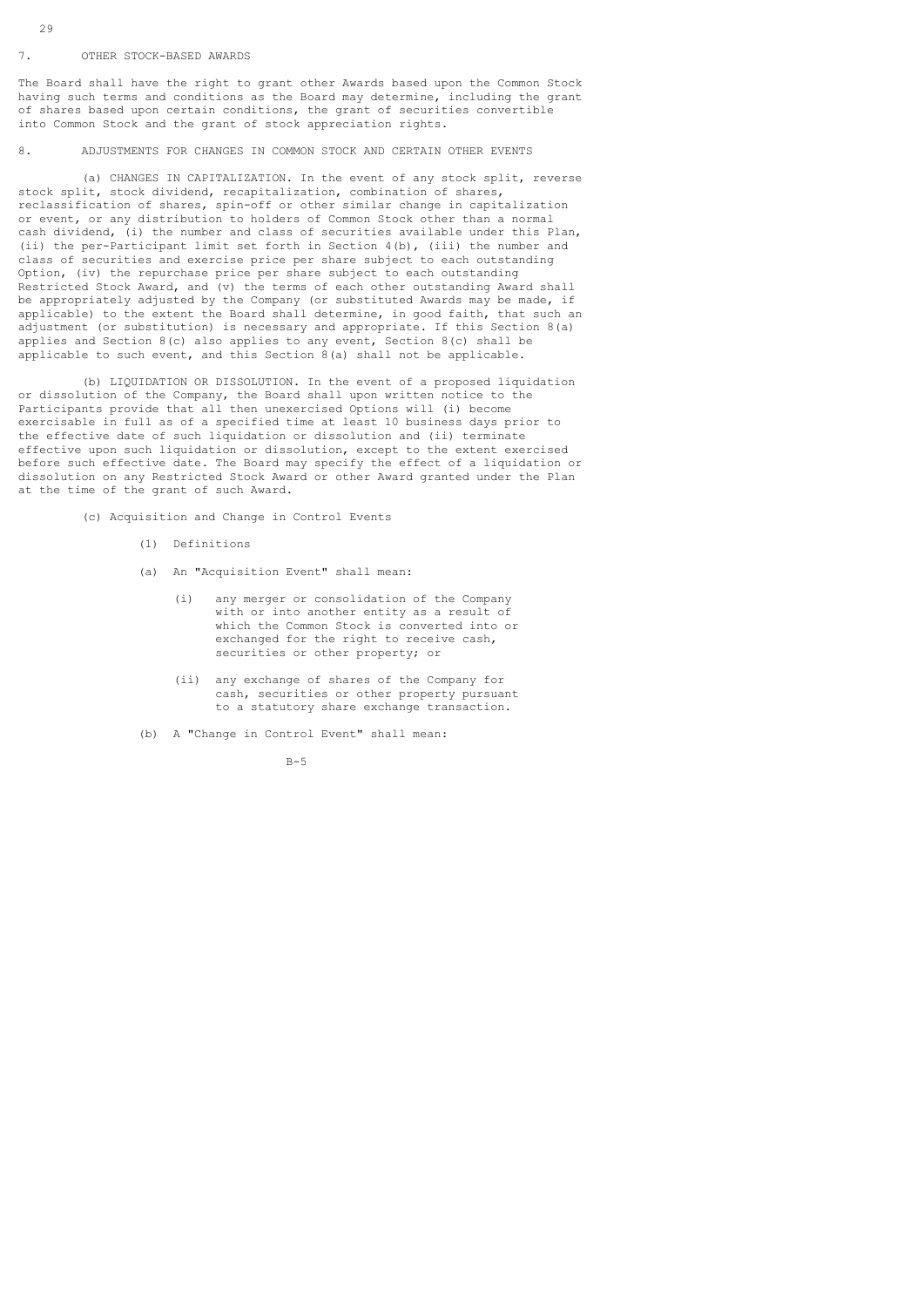## 7. OTHER STOCK-BASED AWARDS

The Board shall have the right to grant other Awards based upon the Common Stock having such terms and conditions as the Board may determine, including the grant of shares based upon certain conditions, the grant of securities convertible into Common Stock and the grant of stock appreciation rights.

## 8. ADJUSTMENTS FOR CHANGES IN COMMON STOCK AND CERTAIN OTHER EVENTS

(a) CHANGES IN CAPITALIZATION. In the event of any stock split, reverse stock split, stock dividend, recapitalization, combination of shares, reclassification of shares, spin-off or other similar change in capitalization or event, or any distribution to holders of Common Stock other than a normal cash dividend, (i) the number and class of securities available under this Plan, (ii) the per-Participant limit set forth in Section 4(b), (iii) the number and class of securities and exercise price per share subject to each outstanding Option, (iv) the repurchase price per share subject to each outstanding Restricted Stock Award, and (v) the terms of each other outstanding Award shall be appropriately adjusted by the Company (or substituted Awards may be made, if applicable) to the extent the Board shall determine, in good faith, that such an adjustment (or substitution) is necessary and appropriate. If this Section 8(a) applies and Section 8(c) also applies to any event, Section 8(c) shall be applicable to such event, and this Section 8(a) shall not be applicable.

(b) LIQUIDATION OR DISSOLUTION. In the event of a proposed liquidation or dissolution of the Company, the Board shall upon written notice to the Participants provide that all then unexercised Options will (i) become exercisable in full as of a specified time at least 10 business days prior to the effective date of such liquidation or dissolution and (ii) terminate effective upon such liquidation or dissolution, except to the extent exercised before such effective date. The Board may specify the effect of a liquidation or dissolution on any Restricted Stock Award or other Award granted under the Plan at the time of the grant of such Award.

(c) Acquisition and Change in Control Events

(1) Definitions

(a) An "Acquisition Event" shall mean:

(i) any merger or consolidation of the Company with or into another entity as a result of which the Common Stock is converted into or exchanged for the right to receive cash, securities or other property; or

(ii) any exchange of shares of the Company for cash, securities or other property pursuant to a statutory share exchange transaction.

(b) A "Change in Control Event" shall mean: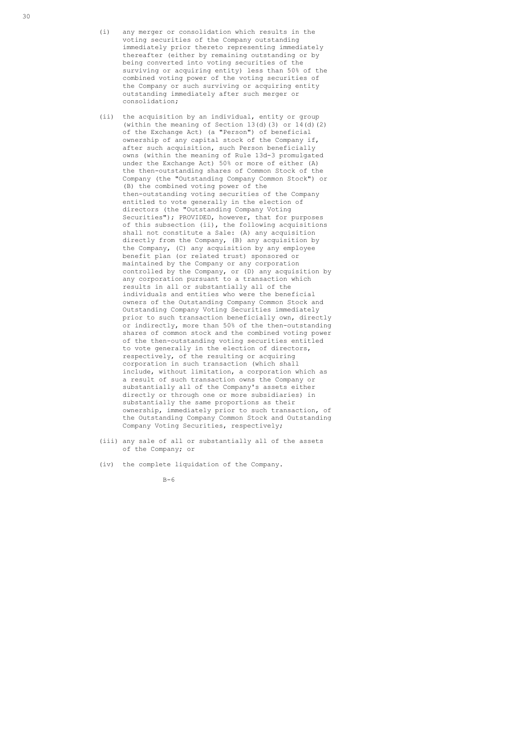(i) any merger or consolidation which results in the voting securities of the Company outstanding immediately prior thereto representing immediately thereafter (either by remaining outstanding or by being converted into voting securities of the surviving or acquiring entity) less than 50% of the combined voting power of the voting securities of the Company or such surviving or acquiring entity outstanding immediately after such merger or consolidation;

(ii) the acquisition by an individual, entity or group (within the meaning of Section 13(d)(3) or 14(d)(2) of the Exchange Act) (a "Person") of beneficial ownership of any capital stock of the Company if, after such acquisition, such Person beneficially owns (within the meaning of Rule 13d-3 promulgated under the Exchange Act) 50% or more of either (A) the then-outstanding shares of Common Stock of the Company (the "Outstanding Company Common Stock") or (B) the combined voting power of the then-outstanding voting securities of the Company entitled to vote generally in the election of directors (the "Outstanding Company Voting Securities"); PROVIDED, however, that for purposes of this subsection (ii), the following acquisitions shall not constitute a Sale: (A) any acquisition directly from the Company, (B) any acquisition by the Company, (C) any acquisition by any employee benefit plan (or related trust) sponsored or maintained by the Company or any corporation controlled by the Company, or (D) any acquisition by any corporation pursuant to a transaction which results in all or substantially all of the individuals and entities who were the beneficial owners of the Outstanding Company Common Stock and Outstanding Company Voting Securities immediately prior to such transaction beneficially own, directly or indirectly, more than 50% of the then-outstanding shares of common stock and the combined voting power of the then-outstanding voting securities entitled to vote generally in the election of directors, respectively, of the resulting or acquiring corporation in such transaction (which shall include, without limitation, a corporation which as a result of such transaction owns the Company or substantially all of the Company's assets either directly or through one or more subsidiaries) in substantially the same proportions as their ownership, immediately prior to such transaction, of the Outstanding Company Common Stock and Outstanding Company Voting Securities, respectively;

(iii) any sale of all or substantially all of the assets of the Company; or

(iv) the complete liquidation of the Company.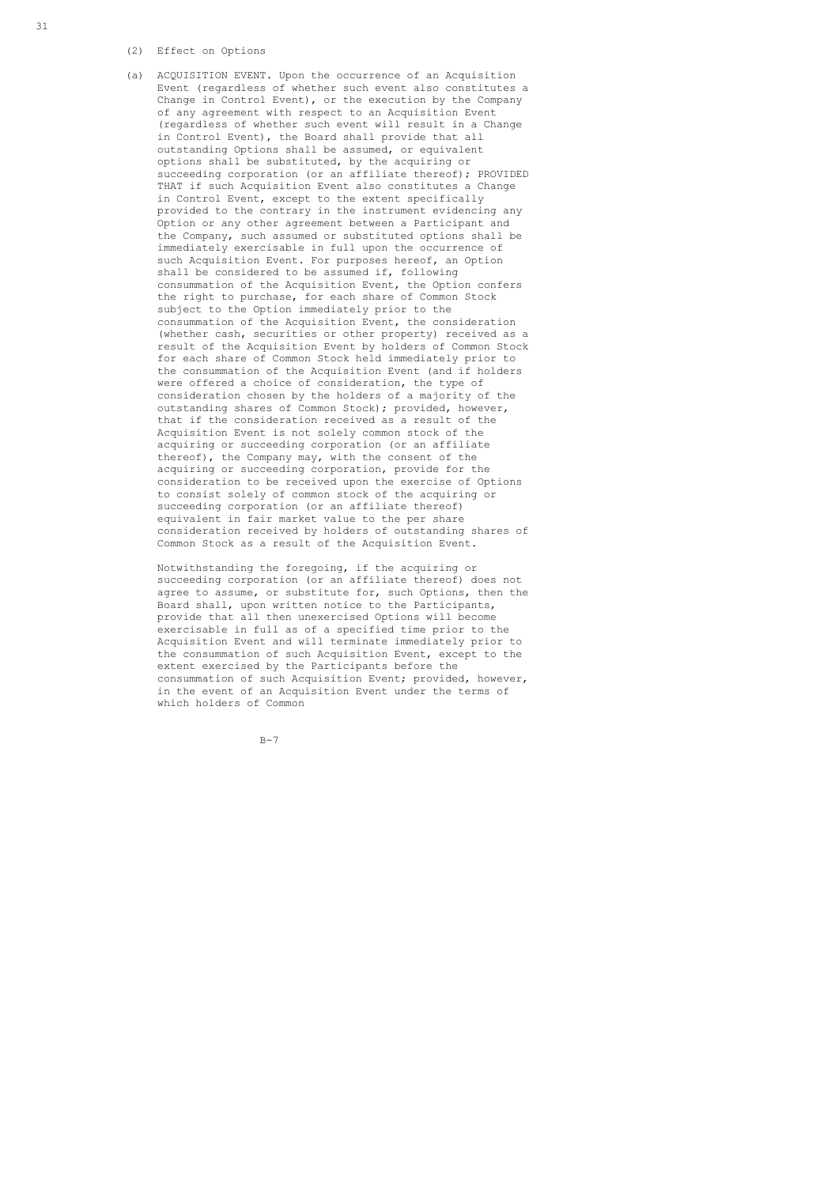(2) Effect on Options

(a) ACQUISITION EVENT. Upon the occurrence of an Acquisition Event (regardless of whether such event also constitutes a Change in Control Event), or the execution by the Company of any agreement with respect to an Acquisition Event (regardless of whether such event will result in a Change in Control Event), the Board shall provide that all outstanding Options shall be assumed, or equivalent options shall be substituted, by the acquiring or succeeding corporation (or an affiliate thereof); PROVIDED THAT if such Acquisition Event also constitutes a Change in Control Event, except to the extent specifically provided to the contrary in the instrument evidencing any Option or any other agreement between a Participant and the Company, such assumed or substituted options shall be immediately exercisable in full upon the occurrence of such Acquisition Event. For purposes hereof, an Option shall be considered to be assumed if, following consummation of the Acquisition Event, the Option confers the right to purchase, for each share of Common Stock subject to the Option immediately prior to the consummation of the Acquisition Event, the consideration (whether cash, securities or other property) received as a result of the Acquisition Event by holders of Common Stock for each share of Common Stock held immediately prior to the consummation of the Acquisition Event (and if holders were offered a choice of consideration, the type of consideration chosen by the holders of a majority of the outstanding shares of Common Stock); provided, however, that if the consideration received as a result of the Acquisition Event is not solely common stock of the acquiring or succeeding corporation (or an affiliate thereof), the Company may, with the consent of the acquiring or succeeding corporation, provide for the consideration to be received upon the exercise of Options to consist solely of common stock of the acquiring or succeeding corporation (or an affiliate thereof) equivalent in fair market value to the per share consideration received by holders of outstanding shares of Common Stock as a result of the Acquisition Event.

Notwithstanding the foregoing, if the acquiring or succeeding corporation (or an affiliate thereof) does not agree to assume, or substitute for, such Options, then the Board shall, upon written notice to the Participants, provide that all then unexercised Options will become exercisable in full as of a specified time prior to the Acquisition Event and will terminate immediately prior to the consummation of such Acquisition Event, except to the extent exercised by the Participants before the consummation of such Acquisition Event; provided, however, in the event of an Acquisition Event under the terms of which holders of Common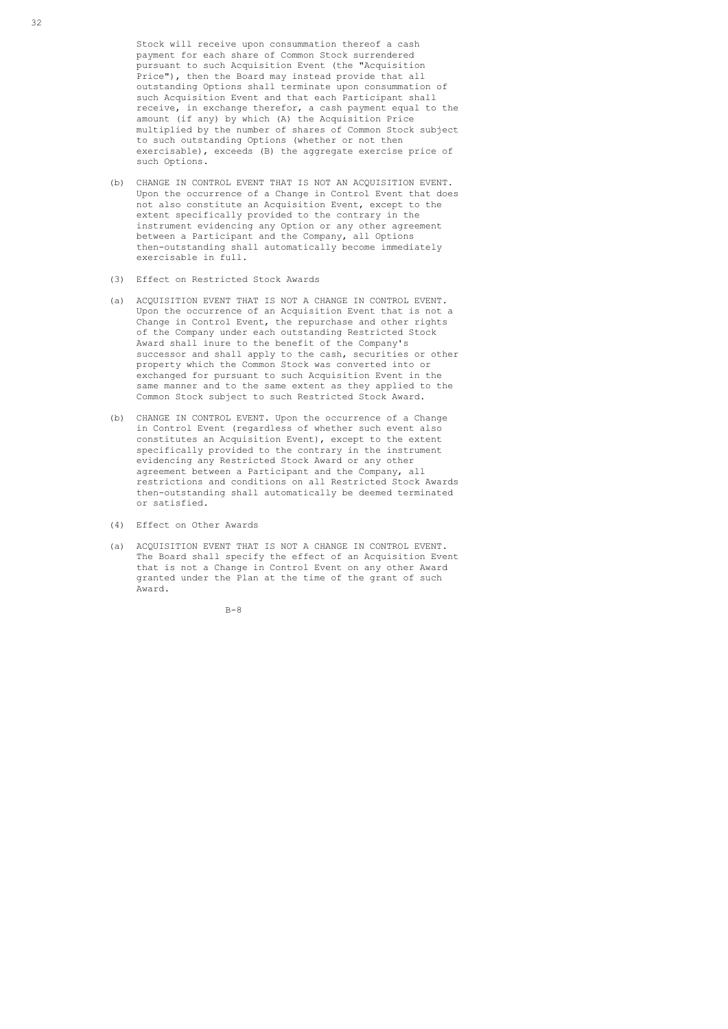Stock will receive upon consummation thereof a cash payment for each share of Common Stock surrendered pursuant to such Acquisition Event (the "Acquisition Price"), then the Board may instead provide that all outstanding Options shall terminate upon consummation of such Acquisition Event and that each Participant shall receive, in exchange therefor, a cash payment equal to the amount (if any) by which (A) the Acquisition Price multiplied by the number of shares of Common Stock subject to such outstanding Options (whether or not then exercisable), exceeds (B) the aggregate exercise price of such Options.

(b) CHANGE IN CONTROL EVENT THAT IS NOT AN ACQUISITION EVENT. Upon the occurrence of a Change in Control Event that does not also constitute an Acquisition Event, except to the extent specifically provided to the contrary in the instrument evidencing any Option or any other agreement between a Participant and the Company, all Options then-outstanding shall automatically become immediately exercisable in full.

(3) Effect on Restricted Stock Awards

(a) ACQUISITION EVENT THAT IS NOT A CHANGE IN CONTROL EVENT. Upon the occurrence of an Acquisition Event that is not a Change in Control Event, the repurchase and other rights of the Company under each outstanding Restricted Stock Award shall inure to the benefit of the Company's successor and shall apply to the cash, securities or other property which the Common Stock was converted into or exchanged for pursuant to such Acquisition Event in the same manner and to the same extent as they applied to the Common Stock subject to such Restricted Stock Award.

(b) CHANGE IN CONTROL EVENT. Upon the occurrence of a Change in Control Event (regardless of whether such event also constitutes an Acquisition Event), except to the extent specifically provided to the contrary in the instrument evidencing any Restricted Stock Award or any other agreement between a Participant and the Company, all restrictions and conditions on all Restricted Stock Awards then-outstanding shall automatically be deemed terminated or satisfied.

(4) Effect on Other Awards

(a) ACQUISITION EVENT THAT IS NOT A CHANGE IN CONTROL EVENT. The Board shall specify the effect of an Acquisition Event that is not a Change in Control Event on any other Award granted under the Plan at the time of the grant of such Award.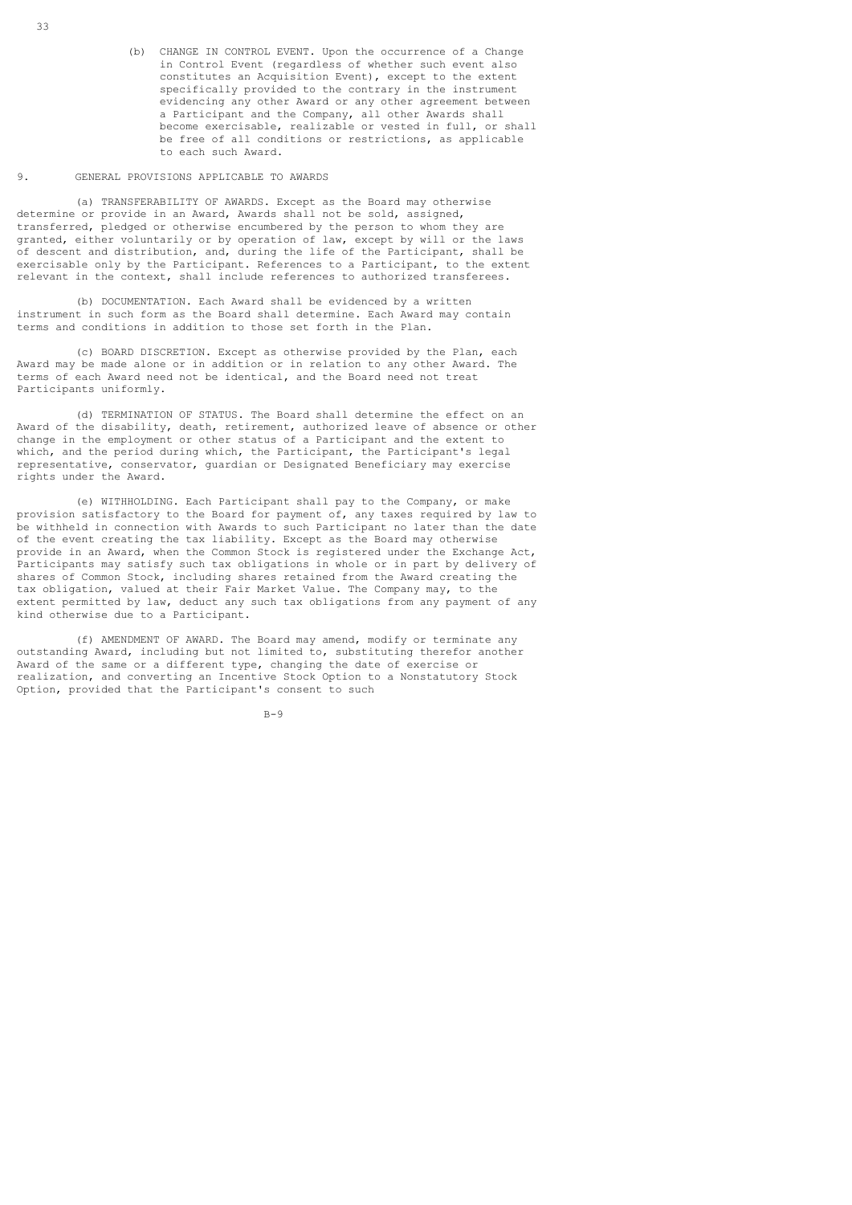(b) CHANGE IN CONTROL EVENT. Upon the occurrence of a Change in Control Event (regardless of whether such event also constitutes an Acquisition Event), except to the extent specifically provided to the contrary in the instrument evidencing any other Award or any other agreement between a Participant and the Company, all other Awards shall become exercisable, realizable or vested in full, or shall be free of all conditions or restrictions, as applicable to each such Award.

## 9. GENERAL PROVISIONS APPLICABLE TO AWARDS

(a) TRANSFERABILITY OF AWARDS. Except as the Board may otherwise determine or provide in an Award, Awards shall not be sold, assigned, transferred, pledged or otherwise encumbered by the person to whom they are granted, either voluntarily or by operation of law, except by will or the laws of descent and distribution, and, during the life of the Participant, shall be exercisable only by the Participant. References to a Participant, to the extent relevant in the context, shall include references to authorized transferees.

(b) DOCUMENTATION. Each Award shall be evidenced by a written instrument in such form as the Board shall determine. Each Award may contain terms and conditions in addition to those set forth in the Plan.

(c) BOARD DISCRETION. Except as otherwise provided by the Plan, each Award may be made alone or in addition or in relation to any other Award. The terms of each Award need not be identical, and the Board need not treat Participants uniformly.

(d) TERMINATION OF STATUS. The Board shall determine the effect on an Award of the disability, death, retirement, authorized leave of absence or other change in the employment or other status of a Participant and the extent to which, and the period during which, the Participant, the Participant's legal representative, conservator, guardian or Designated Beneficiary may exercise rights under the Award.

(e) WITHHOLDING. Each Participant shall pay to the Company, or make provision satisfactory to the Board for payment of, any taxes required by law to be withheld in connection with Awards to such Participant no later than the date of the event creating the tax liability. Except as the Board may otherwise provide in an Award, when the Common Stock is registered under the Exchange Act, Participants may satisfy such tax obligations in whole or in part by delivery of shares of Common Stock, including shares retained from the Award creating the tax obligation, valued at their Fair Market Value. The Company may, to the extent permitted by law, deduct any such tax obligations from any payment of any kind otherwise due to a Participant.

(f) AMENDMENT OF AWARD. The Board may amend, modify or terminate any outstanding Award, including but not limited to, substituting therefor another Award of the same or a different type, changing the date of exercise or realization, and converting an Incentive Stock Option to a Nonstatutory Stock Option, provided that the Participant's consent to such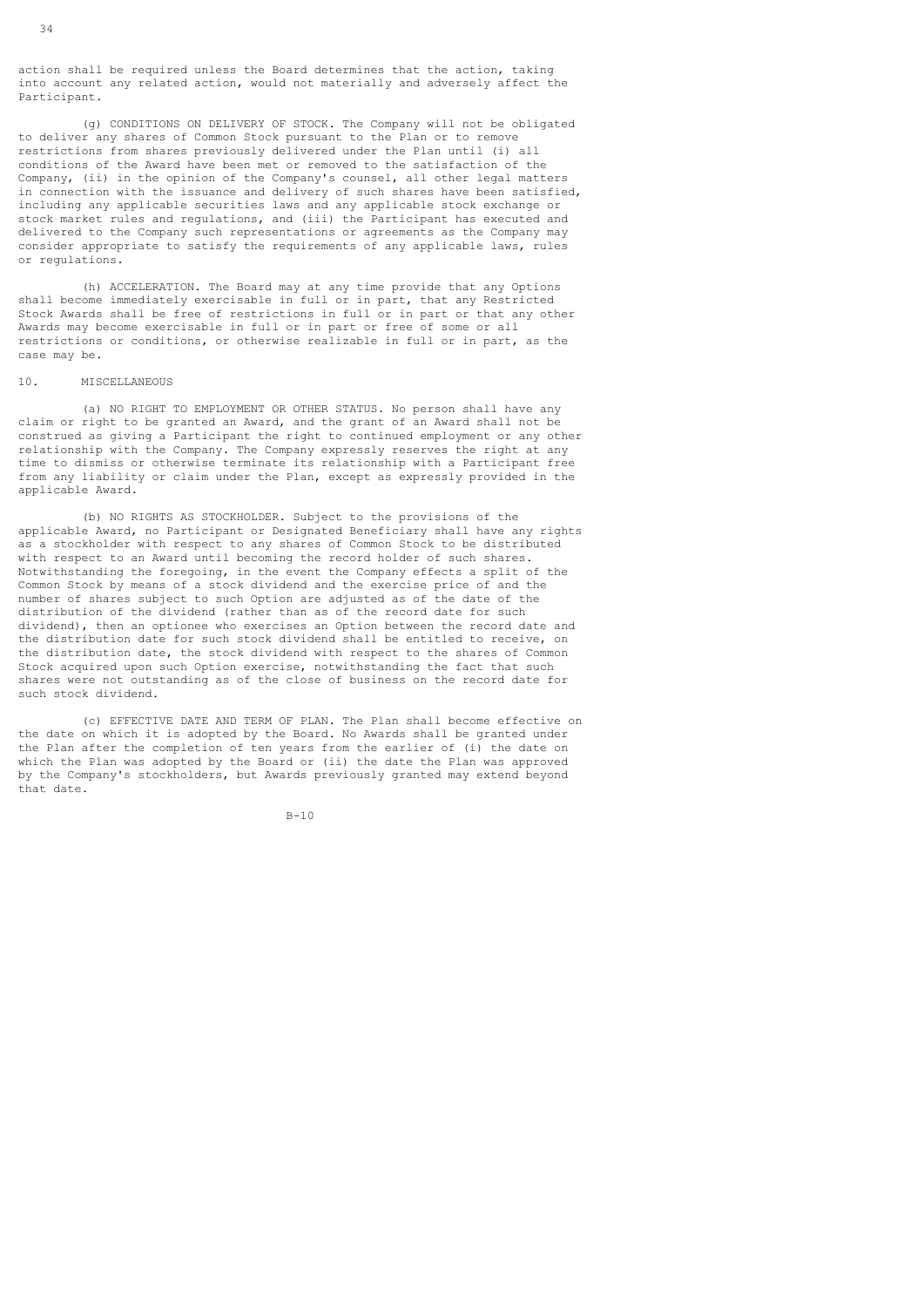action shall be required unless the Board determines that the action, taking into account any related action, would not materially and adversely affect the Participant.

(g) CONDITIONS ON DELIVERY OF STOCK. The Company will not be obligated to deliver any shares of Common Stock pursuant to the Plan or to remove restrictions from shares previously delivered under the Plan until (i) all conditions of the Award have been met or removed to the satisfaction of the Company, (ii) in the opinion of the Company's counsel, all other legal matters in connection with the issuance and delivery of such shares have been satisfied, including any applicable securities laws and any applicable stock exchange or stock market rules and regulations, and (iii) the Participant has executed and delivered to the Company such representations or agreements as the Company may consider appropriate to satisfy the requirements of any applicable laws, rules or regulations.

(h) ACCELERATION. The Board may at any time provide that any Options shall become immediately exercisable in full or in part, that any Restricted Stock Awards shall be free of restrictions in full or in part or that any other Awards may become exercisable in full or in part or free of some or all restrictions or conditions, or otherwise realizable in full or in part, as the case may be.

## 10. MISCELLANEOUS

(a) NO RIGHT TO EMPLOYMENT OR OTHER STATUS. No person shall have any claim or right to be granted an Award, and the grant of an Award shall not be construed as giving a Participant the right to continued employment or any other relationship with the Company. The Company expressly reserves the right at any time to dismiss or otherwise terminate its relationship with a Participant free from any liability or claim under the Plan, except as expressly provided in the applicable Award.

(b) NO RIGHTS AS STOCKHOLDER. Subject to the provisions of the applicable Award, no Participant or Designated Beneficiary shall have any rights as a stockholder with respect to any shares of Common Stock to be distributed with respect to an Award until becoming the record holder of such shares. Notwithstanding the foregoing, in the event the Company effects a split of the Common Stock by means of a stock dividend and the exercise price of and the number of shares subject to such Option are adjusted as of the date of the distribution of the dividend (rather than as of the record date for such dividend), then an optionee who exercises an Option between the record date and the distribution date for such stock dividend shall be entitled to receive, on the distribution date, the stock dividend with respect to the shares of Common Stock acquired upon such Option exercise, notwithstanding the fact that such shares were not outstanding as of the close of business on the record date for such stock dividend.

(c) EFFECTIVE DATE AND TERM OF PLAN. The Plan shall become effective on the date on which it is adopted by the Board. No Awards shall be granted under the Plan after the completion of ten years from the earlier of (i) the date on which the Plan was adopted by the Board or (ii) the date the Plan was approved by the Company's stockholders, but Awards previously granted may extend beyond that date.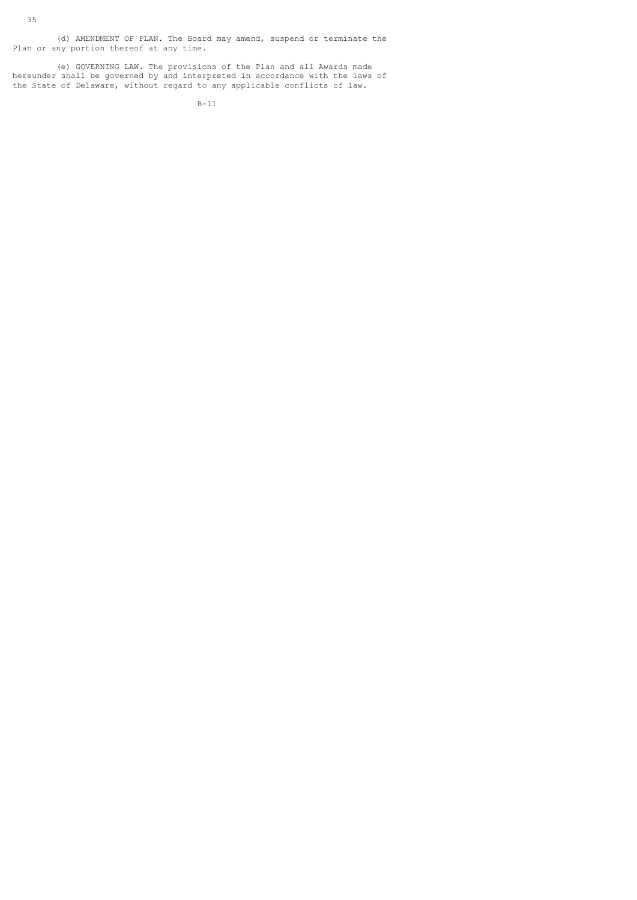(d) AMENDMENT OF PLAN. The Board may amend, suspend or terminate the Plan or any portion thereof at any time.

(e) GOVERNING LAW. The provisions of the Plan and all Awards made hereunder shall be governed by and interpreted in accordance with the laws of the State of Delaware, without regard to any applicable conflicts of law.